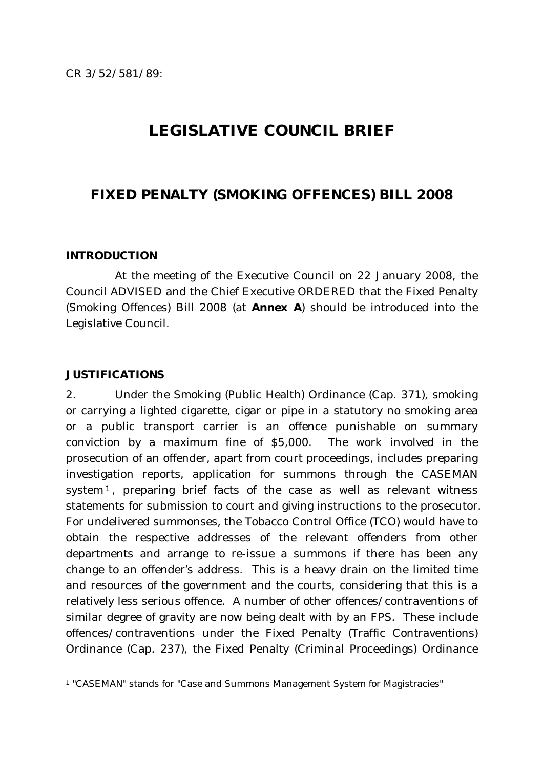CR 3/52/581/89:

# LEGISLATIVE COUNCIL BRIEF

## FIXED PENALTY (SMOKING OFFENCES) BILL 2008

### INTRODUCTION

At the meeting of the Executive Council on 22 January 2008, the Council ADVISED and the Chief Executive ORDERED that the Fixed Penalty (Smoking Offences) Bill 2008 (at **Annex A**) should be introduced into the Legislative Council.

### JUSTIFICATIONS

2. Under the Smoking (Public Health) Ordinance (Cap. 371), smoking or carrying a lighted cigarette, cigar or pipe in a statutory no smoking area or a public transport carrier is an offence punishable on summary conviction by a maximum fine of $5,000. The work involved in the prosecution of an offender, apart from court proceedings, includes preparing investigation reports, application for summons through the CASEMAN system[1], preparing brief facts of the case as well as relevant witness statements for submission to court and giving instructions to the prosecutor. For undelivered summonses, the Tobacco Control Office (TCO) would have to obtain the respective addresses of the relevant offenders from other departments and arrange to re-issue a summons if there has been any change to an offender's address. This is a heavy drain on the limited time and resources of the government and the courts, considering that this is a relatively less serious offence. A number of other offences/contraventions of similar degree of gravity are now being dealt with by an FPS. These include offences/contraventions under the Fixed Penalty (Traffic Contraventions) Ordinance (Cap. 237), the Fixed Penalty (Criminal Proceedings) Ordinance

[1] "CASEMAN" stands for "Case and Summons Management System for Magistracies"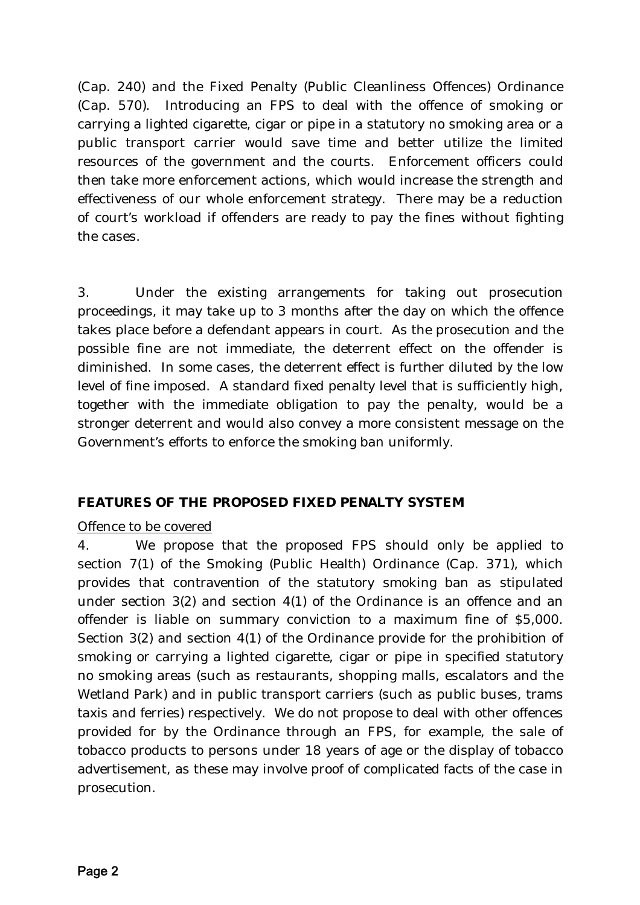(Cap. 240) and the Fixed Penalty (Public Cleanliness Offences) Ordinance (Cap. 570). Introducing an FPS to deal with the offence of smoking or carrying a lighted cigarette, cigar or pipe in a statutory no smoking area or a public transport carrier would save time and better utilize the limited resources of the government and the courts. Enforcement officers could then take more enforcement actions, which would increase the strength and effectiveness of our whole enforcement strategy. There may be a reduction of court's workload if offenders are ready to pay the fines without fighting the cases.

3. Under the existing arrangements for taking out prosecution proceedings, it may take up to 3 months after the day on which the offence takes place before a defendant appears in court. As the prosecution and the possible fine are not immediate, the deterrent effect on the offender is diminished. In some cases, the deterrent effect is further diluted by the low level of fine imposed. A standard fixed penalty level that is sufficiently high, together with the immediate obligation to pay the penalty, would be a stronger deterrent and would also convey a more consistent message on the Government's efforts to enforce the smoking ban uniformly.

## FEATURES OF THE PROPOSED FIXED PENALTY SYSTEM

Offence to be covered

4. We propose that the proposed FPS should only be applied to section 7(1) of the Smoking (Public Health) Ordinance (Cap. 371), which provides that contravention of the statutory smoking ban as stipulated under section 3(2) and section 4(1) of the Ordinance is an offence and an offender is liable on summary conviction to a maximum fine of $5,000. Section 3(2) and section 4(1) of the Ordinance provide for the prohibition of smoking or carrying a lighted cigarette, cigar or pipe in specified statutory no smoking areas (such as restaurants, shopping malls, escalators and the Wetland Park) and in public transport carriers (such as public buses, trams taxis and ferries) respectively. We do not propose to deal with other offences provided for by the Ordinance through an FPS, for example, the sale of tobacco products to persons under 18 years of age or the display of tobacco advertisement, as these may involve proof of complicated facts of the case in prosecution.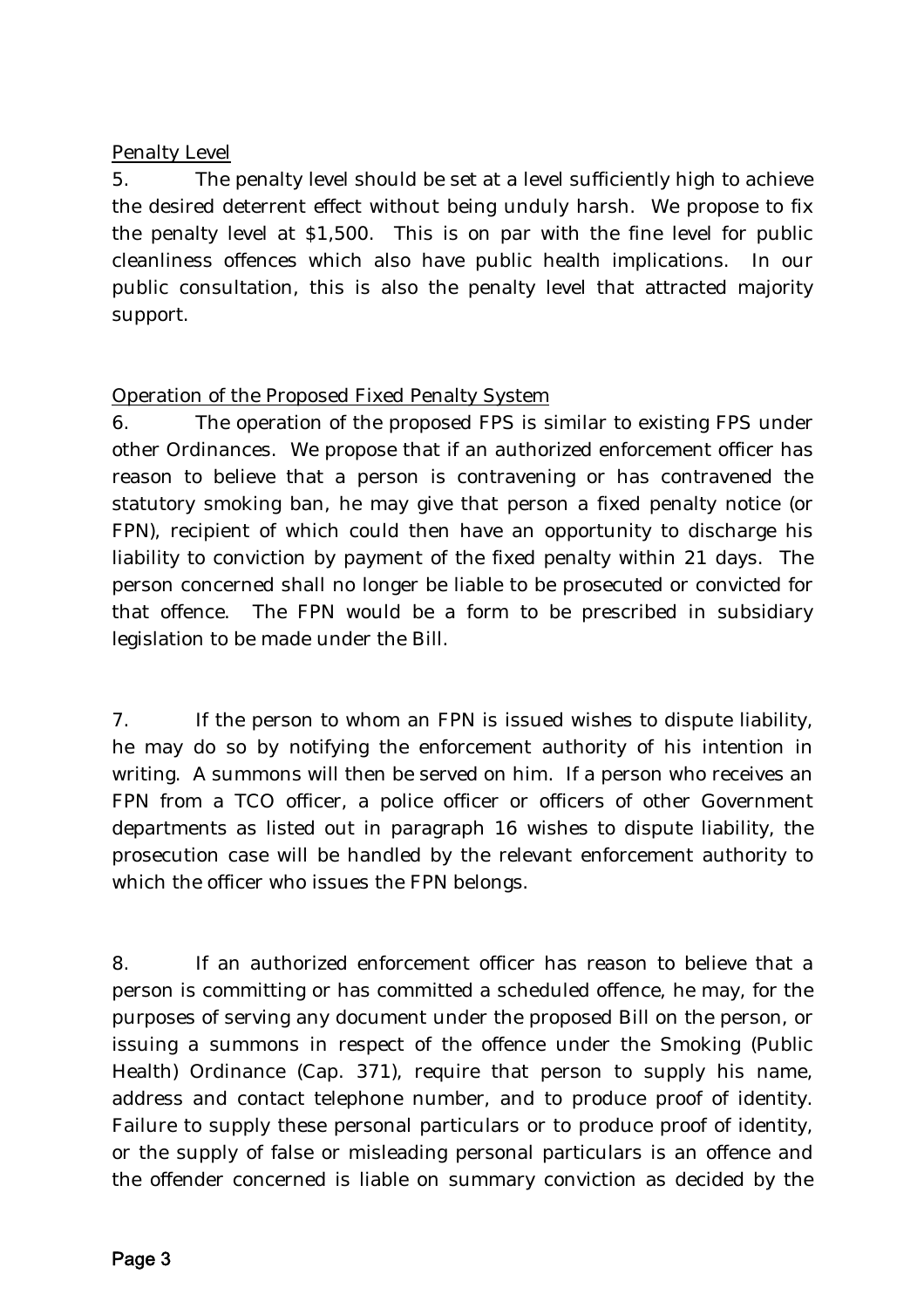Penalty Level

5. The penalty level should be set at a level sufficiently high to achieve the desired deterrent effect without being unduly harsh. We propose to fix the penalty level at $1,500. This is on par with the fine level for public cleanliness offences which also have public health implications. In our public consultation, this is also the penalty level that attracted majority support.

Operation of the Proposed Fixed Penalty System

6. The operation of the proposed FPS is similar to existing FPS under other Ordinances. We propose that if an authorized enforcement officer has reason to believe that a person is contravening or has contravened the statutory smoking ban, he may give that person a fixed penalty notice (or FPN), recipient of which could then have an opportunity to discharge his liability to conviction by payment of the fixed penalty within 21 days. The person concerned shall no longer be liable to be prosecuted or convicted for that offence. The FPN would be a form to be prescribed in subsidiary legislation to be made under the Bill.

7. If the person to whom an FPN is issued wishes to dispute liability, he may do so by notifying the enforcement authority of his intention in writing. A summons will then be served on him. If a person who receives an FPN from a TCO officer, a police officer or officers of other Government departments as listed out in paragraph 16 wishes to dispute liability, the prosecution case will be handled by the relevant enforcement authority to which the officer who issues the FPN belongs.

8. If an authorized enforcement officer has reason to believe that a person is committing or has committed a scheduled offence, he may, for the purposes of serving any document under the proposed Bill on the person, or issuing a summons in respect of the offence under the Smoking (Public Health) Ordinance (Cap. 371), require that person to supply his name, address and contact telephone number, and to produce proof of identity. Failure to supply these personal particulars or to produce proof of identity, or the supply of false or misleading personal particulars is an offence and the offender concerned is liable on summary conviction as decided by the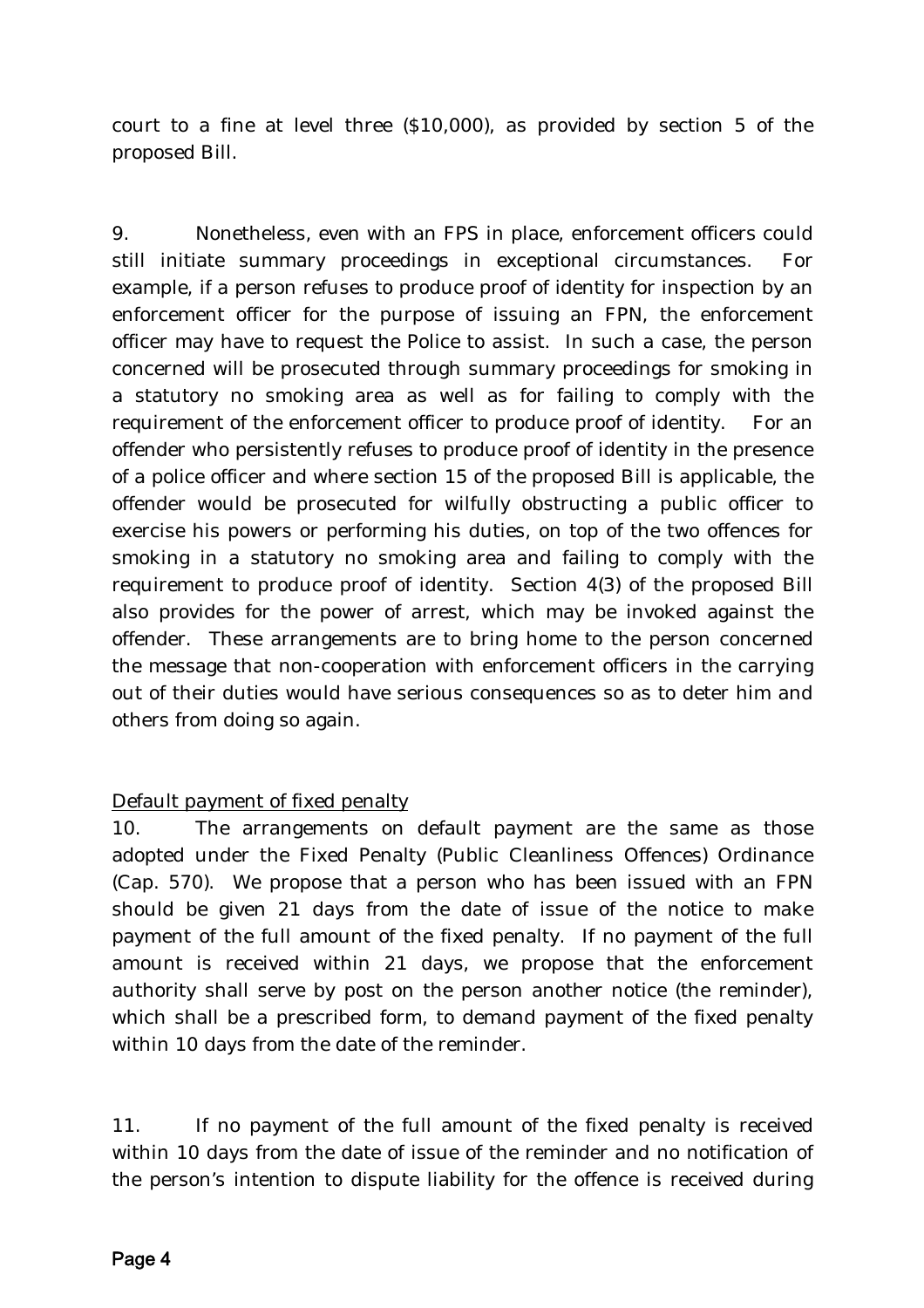court to a fine at level three ($10,000), as provided by section 5 of the proposed Bill.

9. Nonetheless, even with an FPS in place, enforcement officers could still initiate summary proceedings in exceptional circumstances. For example, if a person refuses to produce proof of identity for inspection by an enforcement officer for the purpose of issuing an FPN, the enforcement officer may have to request the Police to assist. In such a case, the person concerned will be prosecuted through summary proceedings for smoking in a statutory no smoking area as well as for failing to comply with the requirement of the enforcement officer to produce proof of identity. For an offender who persistently refuses to produce proof of identity in the presence of a police officer and where section 15 of the proposed Bill is applicable, the offender would be prosecuted for wilfully obstructing a public officer to exercise his powers or performing his duties, on top of the two offences for smoking in a statutory no smoking area and failing to comply with the requirement to produce proof of identity. Section 4(3) of the proposed Bill also provides for the power of arrest, which may be invoked against the offender. These arrangements are to bring home to the person concerned the message that non-cooperation with enforcement officers in the carrying out of their duties would have serious consequences so as to deter him and others from doing so again.

<u>Default payment of fixed penalty</u>

10. The arrangements on default payment are the same as those adopted under the Fixed Penalty (Public Cleanliness Offences) Ordinance (Cap. 570). We propose that a person who has been issued with an FPN should be given 21 days from the date of issue of the notice to make payment of the full amount of the fixed penalty. If no payment of the full amount is received within 21 days, we propose that the enforcement authority shall serve by post on the person another notice (the reminder), which shall be a prescribed form, to demand payment of the fixed penalty within 10 days from the date of the reminder.

11. If no payment of the full amount of the fixed penalty is received within 10 days from the date of issue of the reminder and no notification of the person's intention to dispute liability for the offence is received during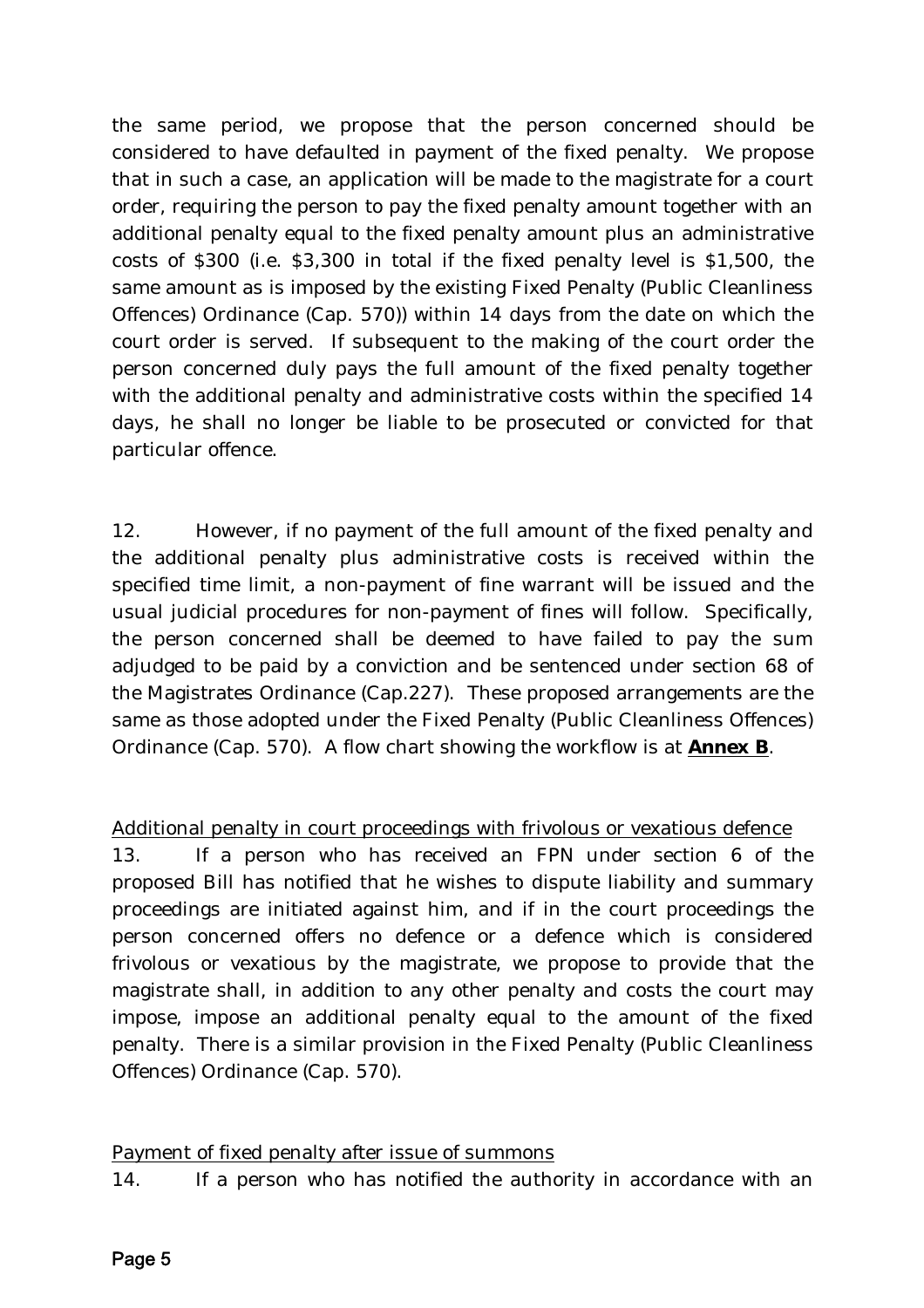the same period, we propose that the person concerned should be considered to have defaulted in payment of the fixed penalty. We propose that in such a case, an application will be made to the magistrate for a court order, requiring the person to pay the fixed penalty amount together with an additional penalty equal to the fixed penalty amount plus an administrative costs of $300 (i.e. $3,300 in total if the fixed penalty level is $1,500, the same amount as is imposed by the existing Fixed Penalty (Public Cleanliness Offences) Ordinance (Cap. 570)) within 14 days from the date on which the court order is served. If subsequent to the making of the court order the person concerned duly pays the full amount of the fixed penalty together with the additional penalty and administrative costs within the specified 14 days, he shall no longer be liable to be prosecuted or convicted for that particular offence.

12. However, if no payment of the full amount of the fixed penalty and the additional penalty plus administrative costs is received within the specified time limit, a non-payment of fine warrant will be issued and the usual judicial procedures for non-payment of fines will follow. Specifically, the person concerned shall be deemed to have failed to pay the sum adjudged to be paid by a conviction and be sentenced under section 68 of the Magistrates Ordinance (Cap.227). These proposed arrangements are the same as those adopted under the Fixed Penalty (Public Cleanliness Offences) Ordinance (Cap. 570). A flow chart showing the workflow is at **Annex B**.

Additional penalty in court proceedings with frivolous or vexatious defence

13. If a person who has received an FPN under section 6 of the proposed Bill has notified that he wishes to dispute liability and summary proceedings are initiated against him, and if in the court proceedings the person concerned offers no defence or a defence which is considered frivolous or vexatious by the magistrate, we propose to provide that the magistrate shall, in addition to any other penalty and costs the court may impose, impose an additional penalty equal to the amount of the fixed penalty. There is a similar provision in the Fixed Penalty (Public Cleanliness Offences) Ordinance (Cap. 570).

Payment of fixed penalty after issue of summons

14. If a person who has notified the authority in accordance with an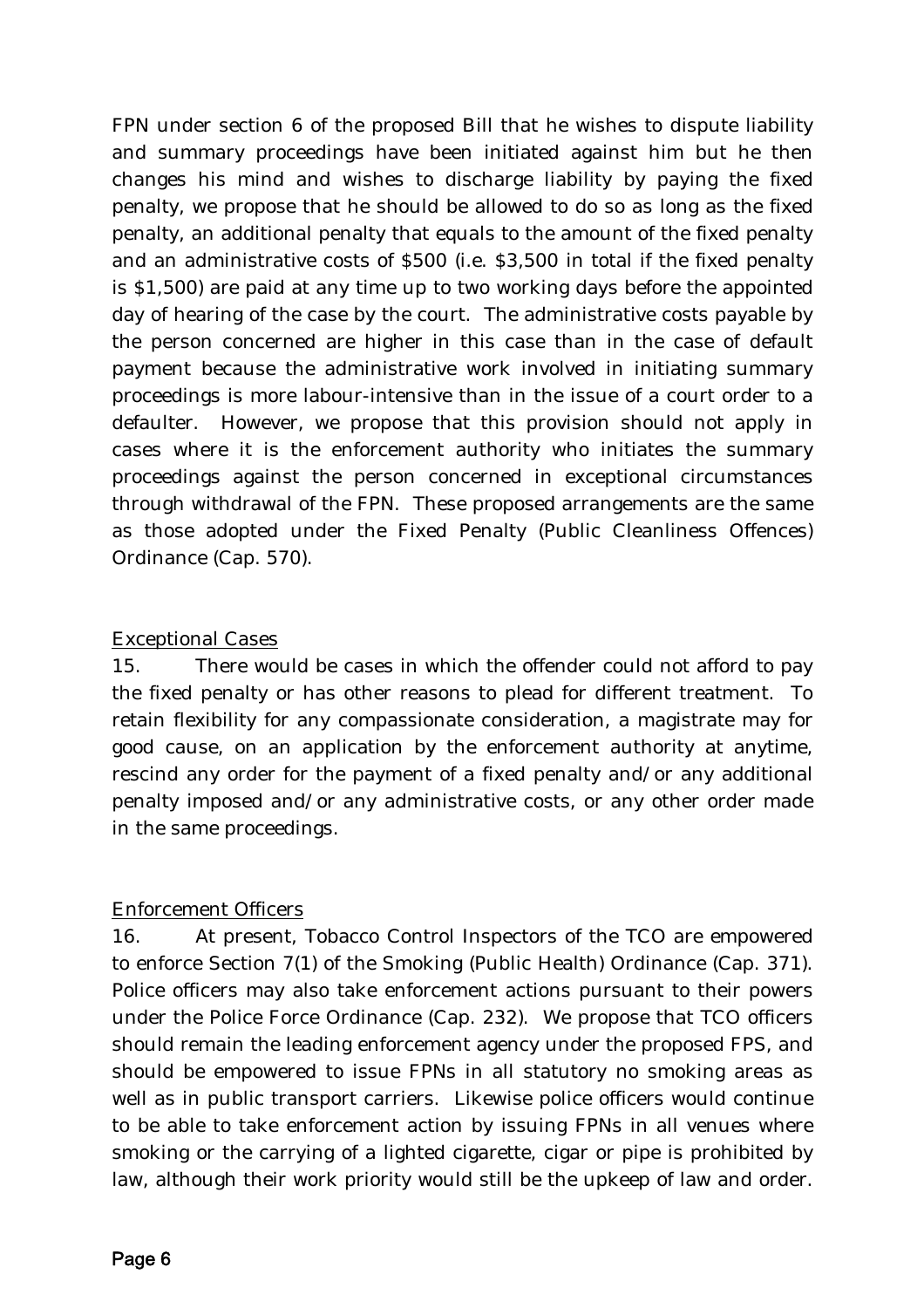FPN under section 6 of the proposed Bill that he wishes to dispute liability and summary proceedings have been initiated against him but he then changes his mind and wishes to discharge liability by paying the fixed penalty, we propose that he should be allowed to do so as long as the fixed penalty, an additional penalty that equals to the amount of the fixed penalty and an administrative costs of $500 (i.e. $3,500 in total if the fixed penalty is $1,500) are paid at any time up to two working days before the appointed day of hearing of the case by the court. The administrative costs payable by the person concerned are higher in this case than in the case of default payment because the administrative work involved in initiating summary proceedings is more labour-intensive than in the issue of a court order to a defaulter. However, we propose that this provision should not apply in cases where it is the enforcement authority who initiates the summary proceedings against the person concerned in exceptional circumstances through withdrawal of the FPN. These proposed arrangements are the same as those adopted under the Fixed Penalty (Public Cleanliness Offences) Ordinance (Cap. 570).

## Exceptional Cases

15. There would be cases in which the offender could not afford to pay the fixed penalty or has other reasons to plead for different treatment. To retain flexibility for any compassionate consideration, a magistrate may for good cause, on an application by the enforcement authority at anytime, rescind any order for the payment of a fixed penalty and/or any additional penalty imposed and/or any administrative costs, or any other order made in the same proceedings.

## Enforcement Officers

16. At present, Tobacco Control Inspectors of the TCO are empowered to enforce Section 7(1) of the Smoking (Public Health) Ordinance (Cap. 371). Police officers may also take enforcement actions pursuant to their powers under the Police Force Ordinance (Cap. 232). We propose that TCO officers should remain the leading enforcement agency under the proposed FPS, and should be empowered to issue FPNs in all statutory no smoking areas as well as in public transport carriers. Likewise police officers would continue to be able to take enforcement action by issuing FPNs in all venues where smoking or the carrying of a lighted cigarette, cigar or pipe is prohibited by law, although their work priority would still be the upkeep of law and order.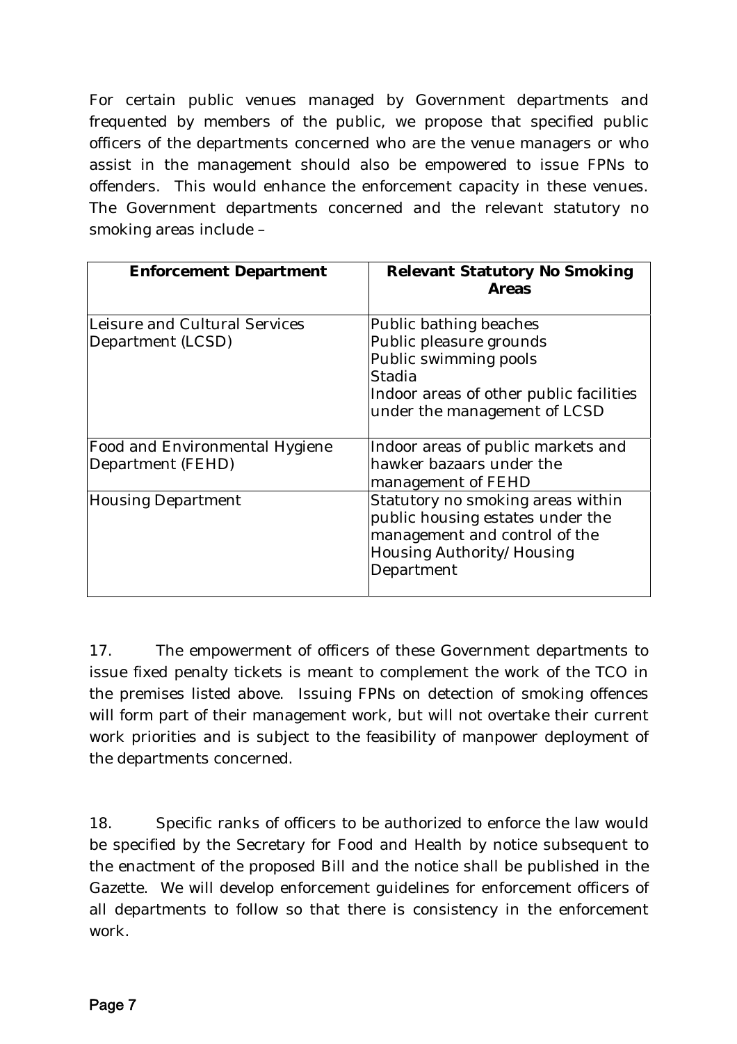For certain public venues managed by Government departments and frequented by members of the public, we propose that specified public officers of the departments concerned who are the venue managers or who assist in the management should also be empowered to issue FPNs to offenders. This would enhance the enforcement capacity in these venues. The Government departments concerned and the relevant statutory no smoking areas include –

| Enforcement Department | Relevant Statutory No Smoking Areas |
| --- | --- |
| Leisure and Cultural Services Department (LCSD) | Public bathing beaches<br>Public pleasure grounds<br>Public swimming pools<br>Stadia<br>Indoor areas of other public facilities under the management of LCSD |
| Food and Environmental Hygiene Department (FEHD) | Indoor areas of public markets and hawker bazaars under the management of FEHD |
| Housing Department | Statutory no smoking areas within public housing estates under the management and control of the Housing Authority/Housing Department |

17. The empowerment of officers of these Government departments to issue fixed penalty tickets is meant to complement the work of the TCO in the premises listed above. Issuing FPNs on detection of smoking offences will form part of their management work, but will not overtake their current work priorities and is subject to the feasibility of manpower deployment of the departments concerned.

18. Specific ranks of officers to be authorized to enforce the law would be specified by the Secretary for Food and Health by notice subsequent to the enactment of the proposed Bill and the notice shall be published in the Gazette. We will develop enforcement guidelines for enforcement officers of all departments to follow so that there is consistency in the enforcement work.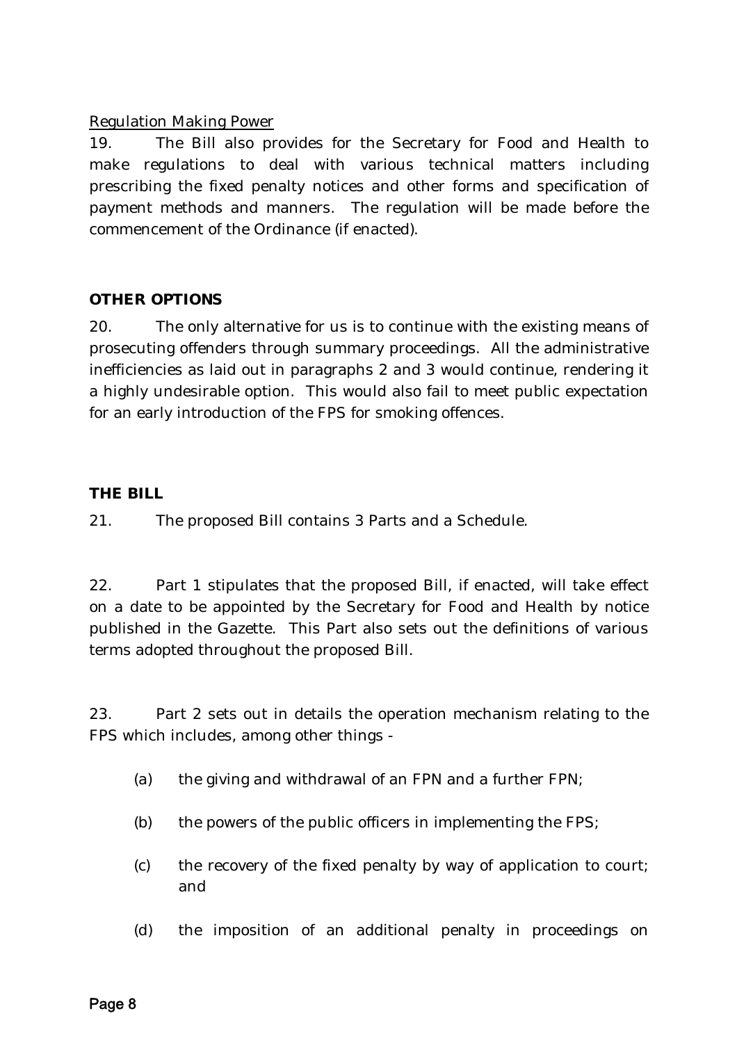<u>Regulation Making Power</u>

19. The Bill also provides for the Secretary for Food and Health to make regulations to deal with various technical matters including prescribing the fixed penalty notices and other forms and specification of payment methods and manners. The regulation will be made before the commencement of the Ordinance (if enacted).

**OTHER OPTIONS**

20. The only alternative for us is to continue with the existing means of prosecuting offenders through summary proceedings. All the administrative inefficiencies as laid out in paragraphs 2 and 3 would continue, rendering it a highly undesirable option. This would also fail to meet public expectation for an early introduction of the FPS for smoking offences.

**THE BILL**

21. The proposed Bill contains 3 Parts and a Schedule.

22. Part 1 stipulates that the proposed Bill, if enacted, will take effect on a date to be appointed by the Secretary for Food and Health by notice published in the Gazette. This Part also sets out the definitions of various terms adopted throughout the proposed Bill.

23. Part 2 sets out in details the operation mechanism relating to the FPS which includes, among other things -

(a) the giving and withdrawal of an FPN and a further FPN;

(b) the powers of the public officers in implementing the FPS;

(c) the recovery of the fixed penalty by way of application to court; and

(d) the imposition of an additional penalty in proceedings on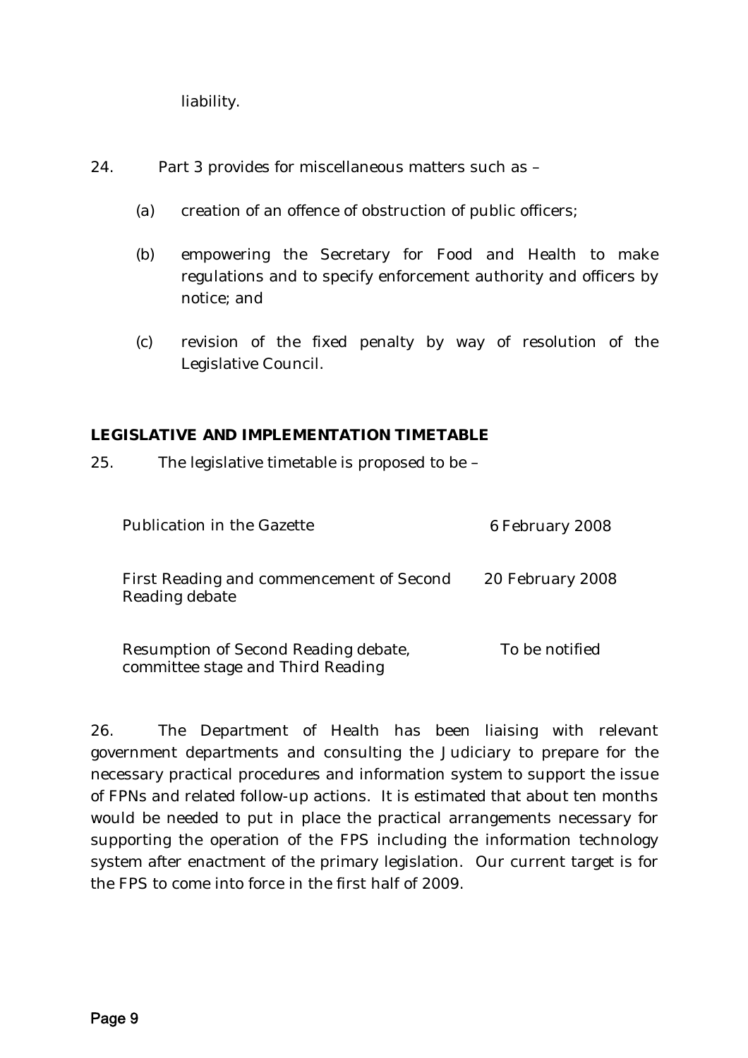liability.

24. Part 3 provides for miscellaneous matters such as –

(a) creation of an offence of obstruction of public officers;

(b) empowering the Secretary for Food and Health to make regulations and to specify enforcement authority and officers by notice; and

(c) revision of the fixed penalty by way of resolution of the Legislative Council.

## LEGISLATIVE AND IMPLEMENTATION TIMETABLE

25. The legislative timetable is proposed to be –

| | |
|---|---|
| Publication in the Gazette | 6 February 2008 |
| First Reading and commencement of Second Reading debate | 20 February 2008 |
| Resumption of Second Reading debate, committee stage and Third Reading | To be notified |

26. The Department of Health has been liaising with relevant government departments and consulting the Judiciary to prepare for the necessary practical procedures and information system to support the issue of FPNs and related follow-up actions. It is estimated that about ten months would be needed to put in place the practical arrangements necessary for supporting the operation of the FPS including the information technology system after enactment of the primary legislation. Our current target is for the FPS to come into force in the first half of 2009.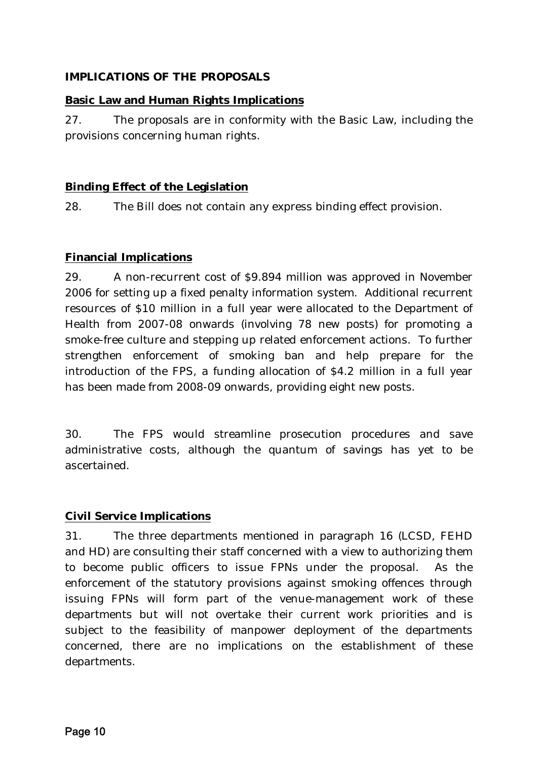## IMPLICATIONS OF THE PROPOSALS

### Basic Law and Human Rights Implications

27. The proposals are in conformity with the Basic Law, including the provisions concerning human rights.

### Binding Effect of the Legislation

28. The Bill does not contain any express binding effect provision.

### Financial Implications

29. A non-recurrent cost of $9.894 million was approved in November 2006 for setting up a fixed penalty information system. Additional recurrent resources of $10 million in a full year were allocated to the Department of Health from 2007-08 onwards (involving 78 new posts) for promoting a smoke-free culture and stepping up related enforcement actions. To further strengthen enforcement of smoking ban and help prepare for the introduction of the FPS, a funding allocation of $4.2 million in a full year has been made from 2008-09 onwards, providing eight new posts.

30. The FPS would streamline prosecution procedures and save administrative costs, although the quantum of savings has yet to be ascertained.

### Civil Service Implications

31. The three departments mentioned in paragraph 16 (LCSD, FEHD and HD) are consulting their staff concerned with a view to authorizing them to become public officers to issue FPNs under the proposal. As the enforcement of the statutory provisions against smoking offences through issuing FPNs will form part of the venue-management work of these departments but will not overtake their current work priorities and is subject to the feasibility of manpower deployment of the departments concerned, there are no implications on the establishment of these departments.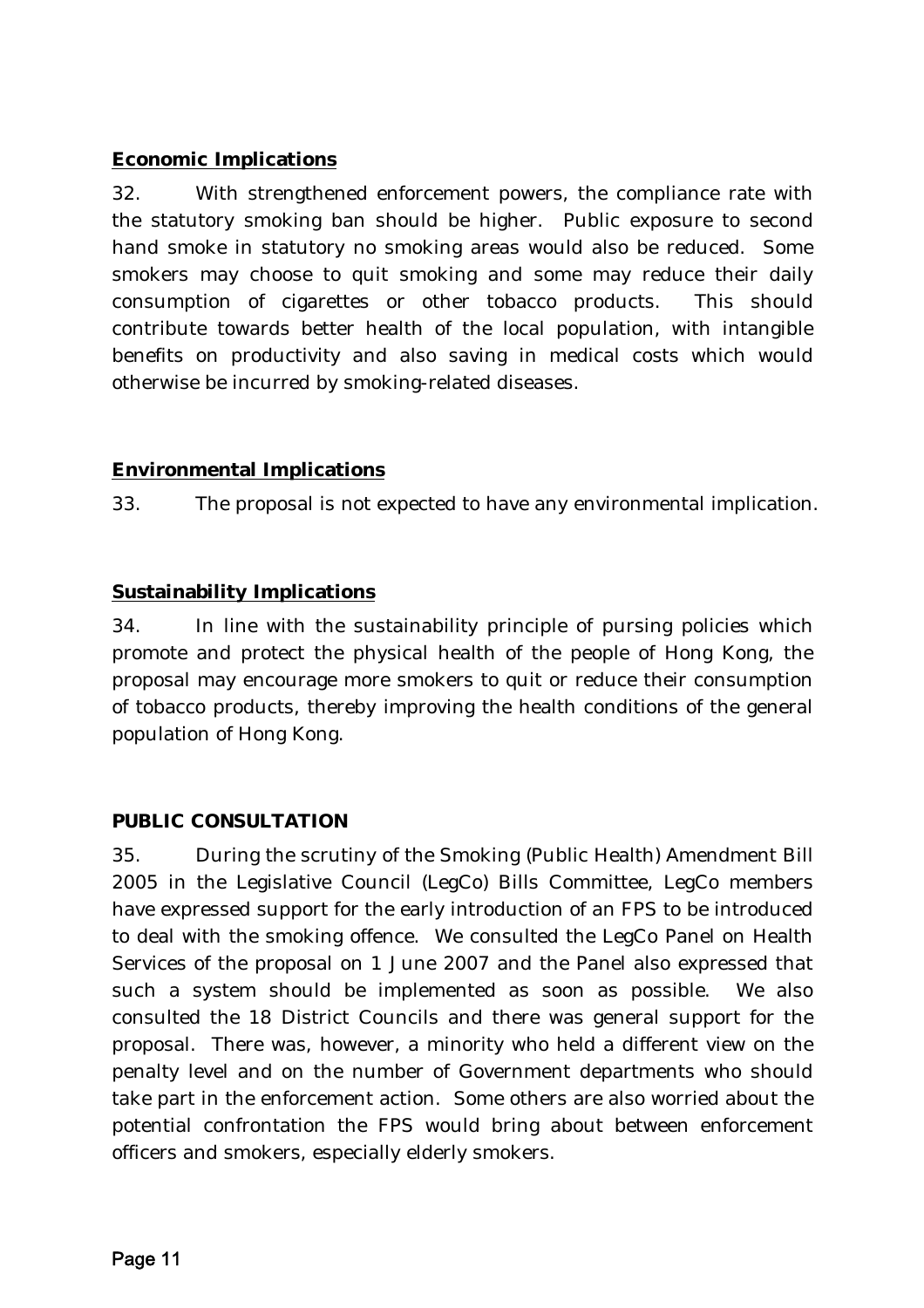**Economic Implications**

32. With strengthened enforcement powers, the compliance rate with the statutory smoking ban should be higher. Public exposure to second hand smoke in statutory no smoking areas would also be reduced. Some smokers may choose to quit smoking and some may reduce their daily consumption of cigarettes or other tobacco products. This should contribute towards better health of the local population, with intangible benefits on productivity and also saving in medical costs which would otherwise be incurred by smoking-related diseases.

**Environmental Implications**

33. The proposal is not expected to have any environmental implication.

**Sustainability Implications**

34. In line with the sustainability principle of pursing policies which promote and protect the physical health of the people of Hong Kong, the proposal may encourage more smokers to quit or reduce their consumption of tobacco products, thereby improving the health conditions of the general population of Hong Kong.

**PUBLIC CONSULTATION**

35. During the scrutiny of the Smoking (Public Health) Amendment Bill 2005 in the Legislative Council (LegCo) Bills Committee, LegCo members have expressed support for the early introduction of an FPS to be introduced to deal with the smoking offence. We consulted the LegCo Panel on Health Services of the proposal on 1 June 2007 and the Panel also expressed that such a system should be implemented as soon as possible. We also consulted the 18 District Councils and there was general support for the proposal. There was, however, a minority who held a different view on the penalty level and on the number of Government departments who should take part in the enforcement action. Some others are also worried about the potential confrontation the FPS would bring about between enforcement officers and smokers, especially elderly smokers.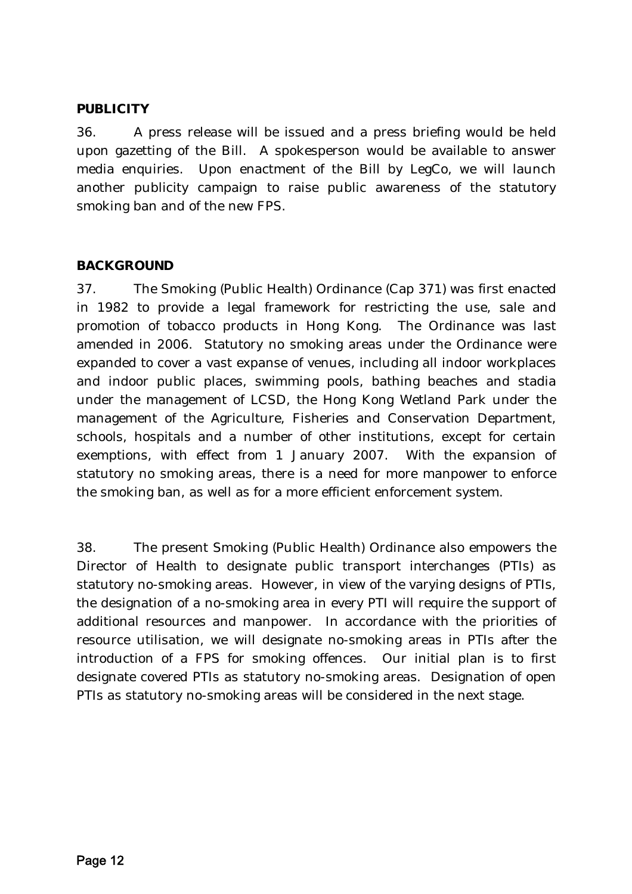## PUBLICITY

36. A press release will be issued and a press briefing would be held upon gazetting of the Bill. A spokesperson would be available to answer media enquiries. Upon enactment of the Bill by LegCo, we will launch another publicity campaign to raise public awareness of the statutory smoking ban and of the new FPS.

## BACKGROUND

37. The Smoking (Public Health) Ordinance (Cap 371) was first enacted in 1982 to provide a legal framework for restricting the use, sale and promotion of tobacco products in Hong Kong. The Ordinance was last amended in 2006. Statutory no smoking areas under the Ordinance were expanded to cover a vast expanse of venues, including all indoor workplaces and indoor public places, swimming pools, bathing beaches and stadia under the management of LCSD, the Hong Kong Wetland Park under the management of the Agriculture, Fisheries and Conservation Department, schools, hospitals and a number of other institutions, except for certain exemptions, with effect from 1 January 2007. With the expansion of statutory no smoking areas, there is a need for more manpower to enforce the smoking ban, as well as for a more efficient enforcement system.

38. The present Smoking (Public Health) Ordinance also empowers the Director of Health to designate public transport interchanges (PTIs) as statutory no-smoking areas. However, in view of the varying designs of PTIs, the designation of a no-smoking area in every PTI will require the support of additional resources and manpower. In accordance with the priorities of resource utilisation, we will designate no-smoking areas in PTIs after the introduction of a FPS for smoking offences. Our initial plan is to first designate covered PTIs as statutory no-smoking areas. Designation of open PTIs as statutory no-smoking areas will be considered in the next stage.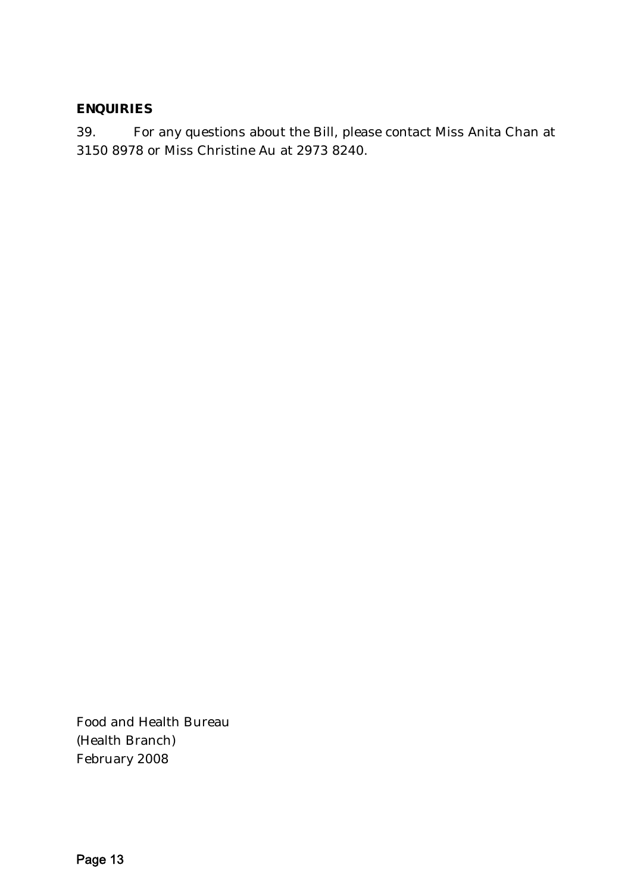## ENQUIRIES

39. For any questions about the Bill, please contact Miss Anita Chan at 3150 8978 or Miss Christine Au at 2973 8240.

Food and Health Bureau  
(Health Branch)  
February 2008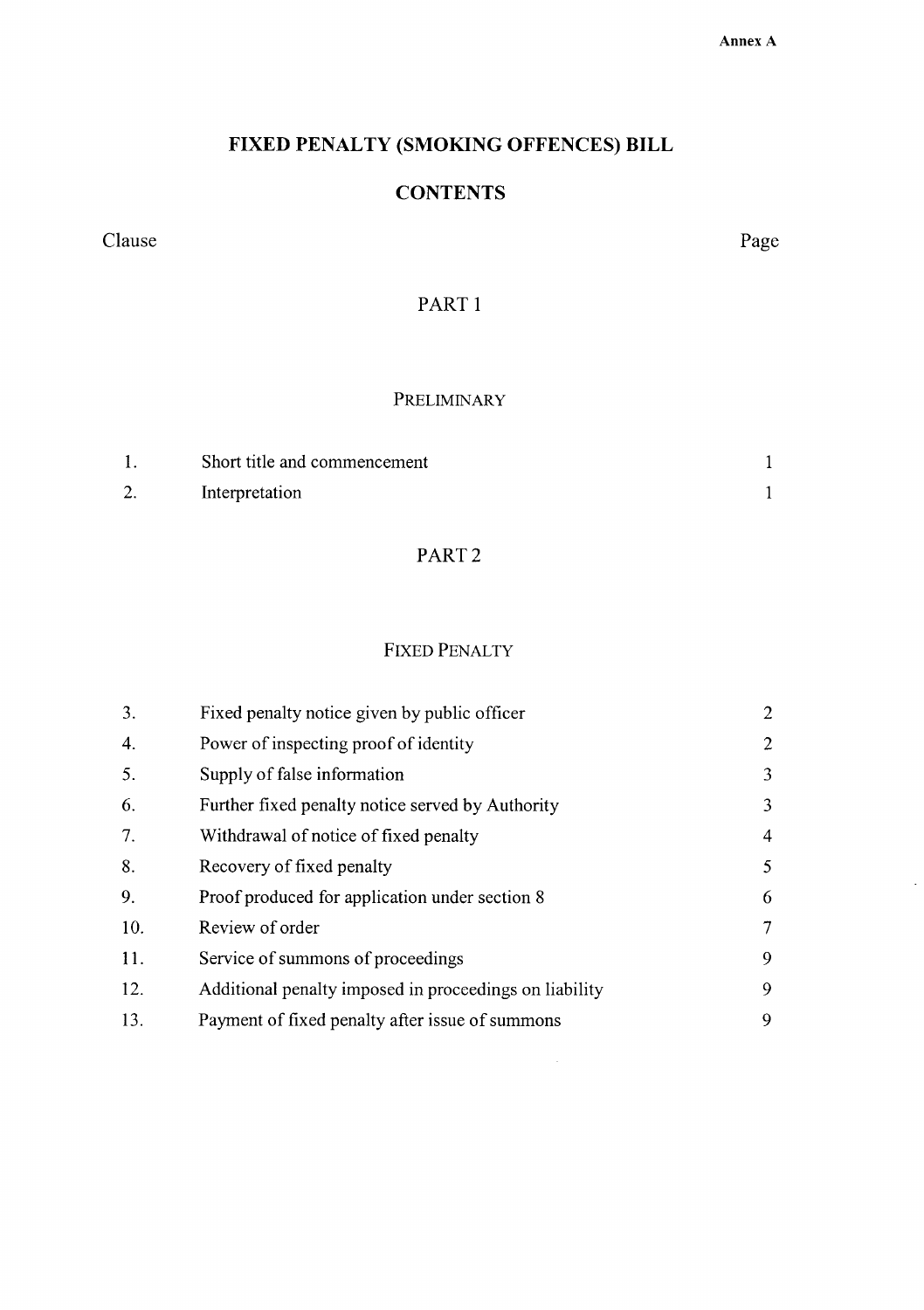Annex A

# FIXED PENALTY (SMOKING OFFENCES) BILL

## CONTENTS

| Clause | | Page |
|---|---|---|
| | **PART 1** | |
| | **PRELIMINARY** | |
| 1. | Short title and commencement | 1 |
| 2. | Interpretation | 1 |
| | **PART 2** | |
| | **FIXED PENALTY** | |
| 3. | Fixed penalty notice given by public officer | 2 |
| 4. | Power of inspecting proof of identity | 2 |
| 5. | Supply of false information | 3 |
| 6. | Further fixed penalty notice served by Authority | 3 |
| 7. | Withdrawal of notice of fixed penalty | 4 |
| 8. | Recovery of fixed penalty | 5 |
| 9. | Proof produced for application under section 8 | 6 |
| 10. | Review of order | 7 |
| 11. | Service of summons of proceedings | 9 |
| 12. | Additional penalty imposed in proceedings on liability | 9 |
| 13. | Payment of fixed penalty after issue of summons | 9 |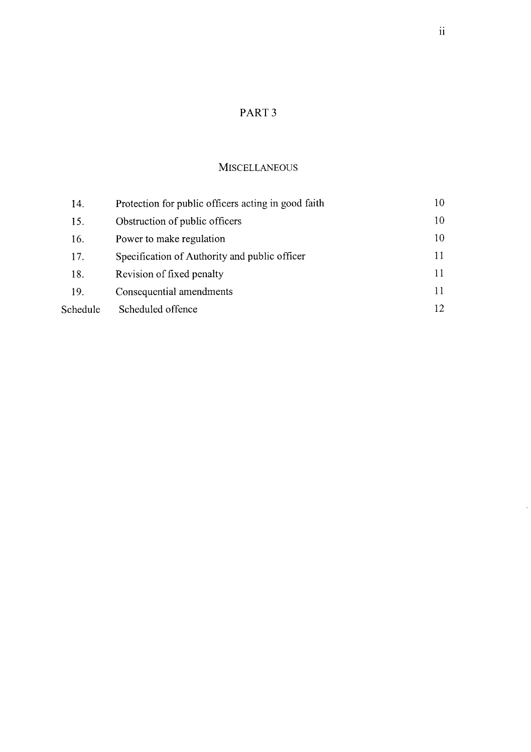## PART 3

### MISCELLANEOUS

| | | |
|---|---|---|
| 14. | Protection for public officers acting in good faith | 10 |
| 15. | Obstruction of public officers | 10 |
| 16. | Power to make regulation | 10 |
| 17. | Specification of Authority and public officer | 11 |
| 18. | Revision of fixed penalty | 11 |
| 19. | Consequential amendments | 11 |
| Schedule | Scheduled offence | 12 |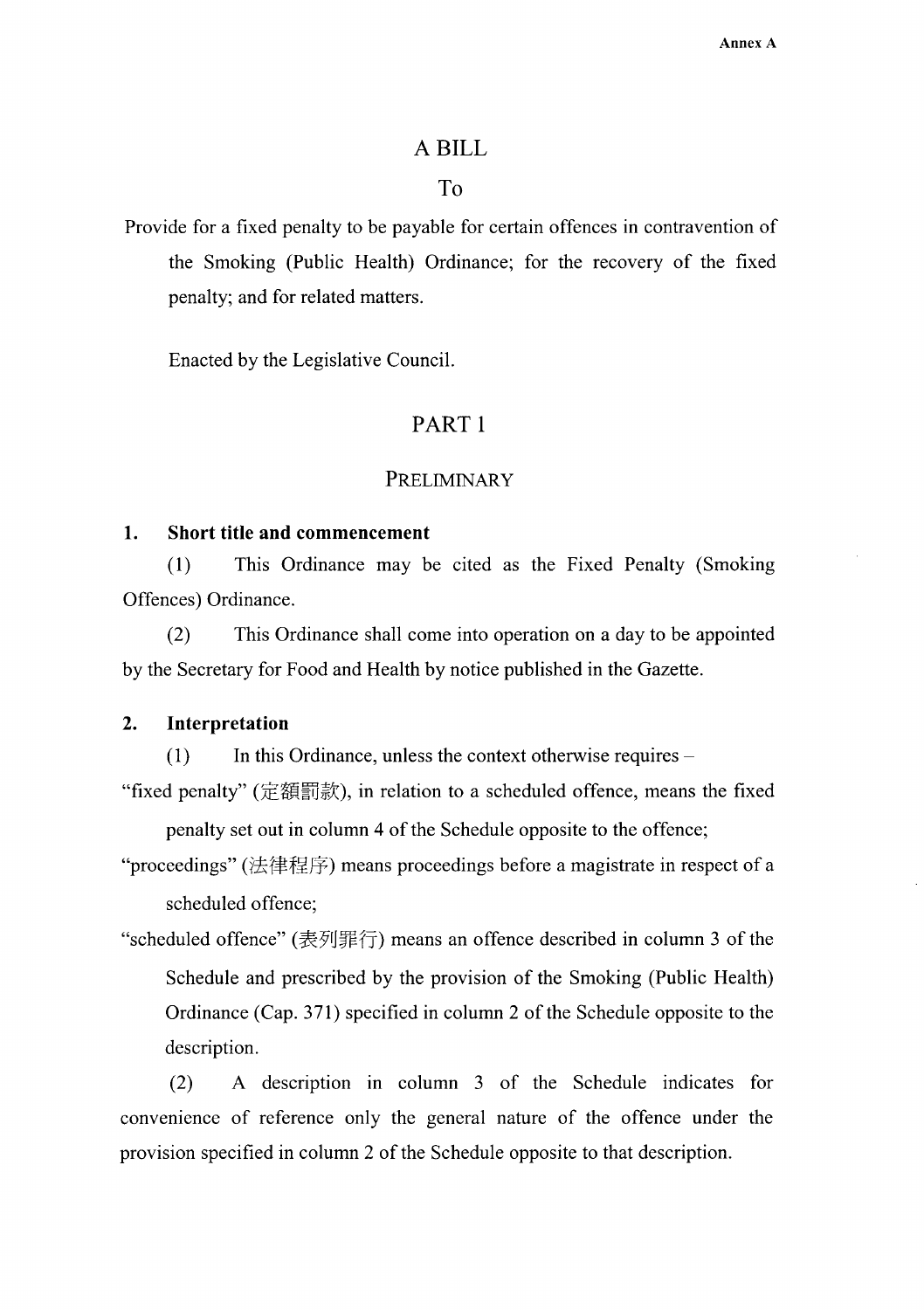Annex A

# A BILL

## To

Provide for a fixed penalty to be payable for certain offences in contravention of the Smoking (Public Health) Ordinance; for the recovery of the fixed penalty; and for related matters.

Enacted by the Legislative Council.

## PART 1

## PRELIMINARY

### 1. Short title and commencement

(1) This Ordinance may be cited as the Fixed Penalty (Smoking Offences) Ordinance.

(2) This Ordinance shall come into operation on a day to be appointed by the Secretary for Food and Health by notice published in the Gazette.

### 2. Interpretation

(1) In this Ordinance, unless the context otherwise requires –

"fixed penalty" (定額罰款), in relation to a scheduled offence, means the fixed penalty set out in column 4 of the Schedule opposite to the offence;

"proceedings" (法律程序) means proceedings before a magistrate in respect of a scheduled offence;

"scheduled offence" (表列罪行) means an offence described in column 3 of the Schedule and prescribed by the provision of the Smoking (Public Health) Ordinance (Cap. 371) specified in column 2 of the Schedule opposite to the description.

(2) A description in column 3 of the Schedule indicates for convenience of reference only the general nature of the offence under the provision specified in column 2 of the Schedule opposite to that description.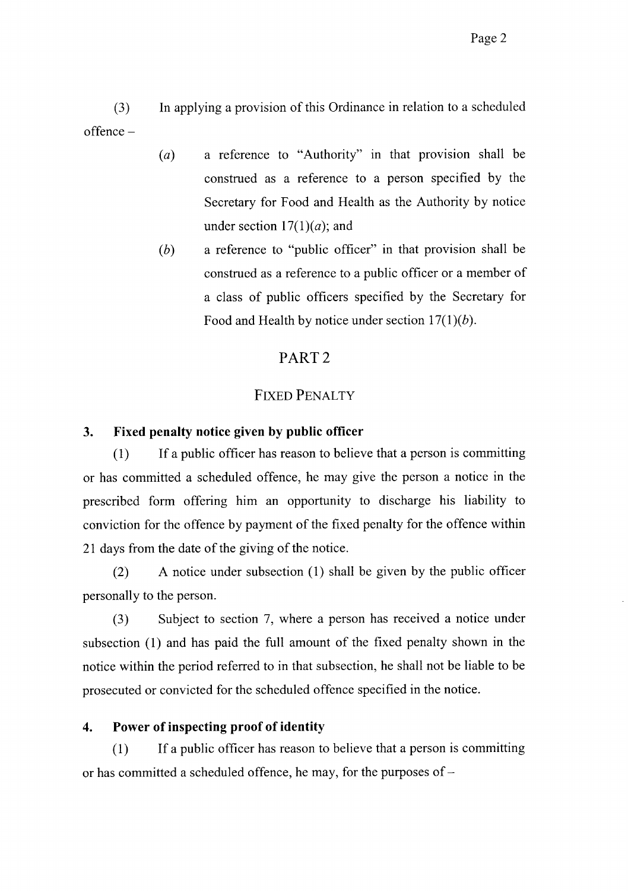(3) In applying a provision of this Ordinance in relation to a scheduled offence –

(*a*) a reference to "Authority" in that provision shall be construed as a reference to a person specified by the Secretary for Food and Health as the Authority by notice under section 17(1)(*a*); and

(*b*) a reference to "public officer" in that provision shall be construed as a reference to a public officer or a member of a class of public officers specified by the Secretary for Food and Health by notice under section 17(1)(*b*).

## PART 2

## FIXED PENALTY

### 3. Fixed penalty notice given by public officer

(1) If a public officer has reason to believe that a person is committing or has committed a scheduled offence, he may give the person a notice in the prescribed form offering him an opportunity to discharge his liability to conviction for the offence by payment of the fixed penalty for the offence within 21 days from the date of the giving of the notice.

(2) A notice under subsection (1) shall be given by the public officer personally to the person.

(3) Subject to section 7, where a person has received a notice under subsection (1) and has paid the full amount of the fixed penalty shown in the notice within the period referred to in that subsection, he shall not be liable to be prosecuted or convicted for the scheduled offence specified in the notice.

### 4. Power of inspecting proof of identity

(1) If a public officer has reason to believe that a person is committing or has committed a scheduled offence, he may, for the purposes of –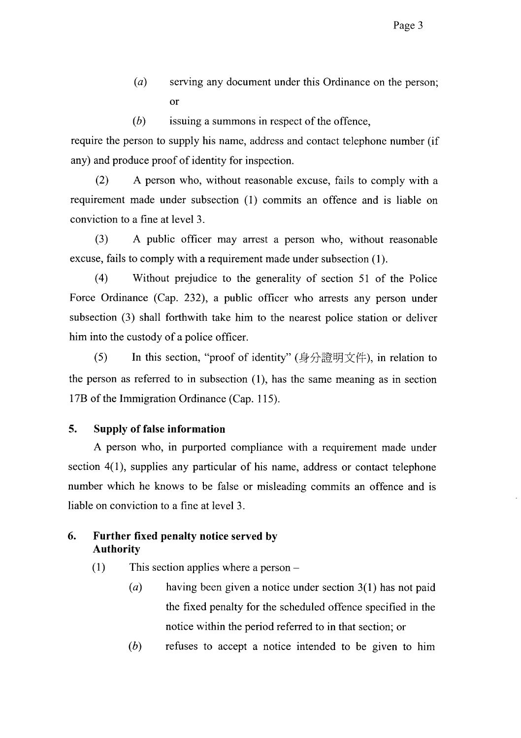(*a*) serving any document under this Ordinance on the person; or

(*b*) issuing a summons in respect of the offence,

require the person to supply his name, address and contact telephone number (if any) and produce proof of identity for inspection.

(2) A person who, without reasonable excuse, fails to comply with a requirement made under subsection (1) commits an offence and is liable on conviction to a fine at level 3.

(3) A public officer may arrest a person who, without reasonable excuse, fails to comply with a requirement made under subsection (1).

(4) Without prejudice to the generality of section 51 of the Police Force Ordinance (Cap. 232), a public officer who arrests any person under subsection (3) shall forthwith take him to the nearest police station or deliver him into the custody of a police officer.

(5) In this section, "proof of identity" (身分證明文件), in relation to the person as referred to in subsection (1), has the same meaning as in section 17B of the Immigration Ordinance (Cap. 115).

**5. Supply of false information**

A person who, in purported compliance with a requirement made under section 4(1), supplies any particular of his name, address or contact telephone number which he knows to be false or misleading commits an offence and is liable on conviction to a fine at level 3.

**6. Further fixed penalty notice served by Authority**

(1) This section applies where a person –

(*a*) having been given a notice under section 3(1) has not paid the fixed penalty for the scheduled offence specified in the notice within the period referred to in that section; or

(*b*) refuses to accept a notice intended to be given to him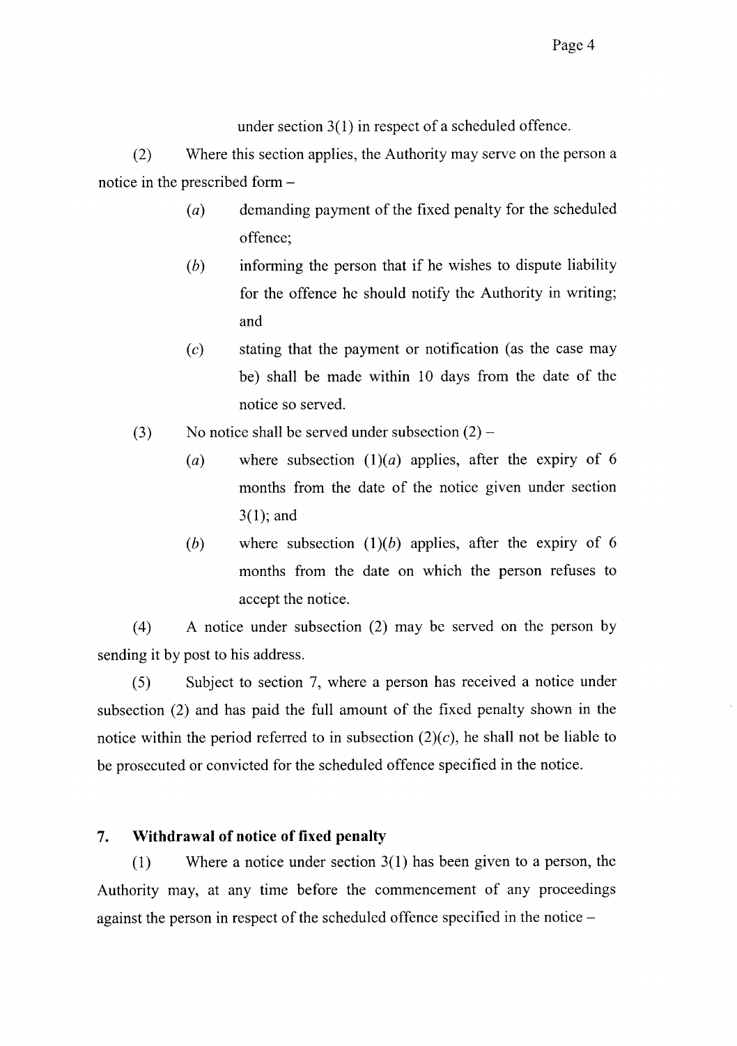under section 3(1) in respect of a scheduled offence.

(2) Where this section applies, the Authority may serve on the person a notice in the prescribed form –

- (*a*) demanding payment of the fixed penalty for the scheduled offence;
- (*b*) informing the person that if he wishes to dispute liability for the offence he should notify the Authority in writing; and
- (*c*) stating that the payment or notification (as the case may be) shall be made within 10 days from the date of the notice so served.

(3) No notice shall be served under subsection (2) –

- (*a*) where subsection (1)(*a*) applies, after the expiry of 6 months from the date of the notice given under section 3(1); and
- (*b*) where subsection (1)(*b*) applies, after the expiry of 6 months from the date on which the person refuses to accept the notice.

(4) A notice under subsection (2) may be served on the person by sending it by post to his address.

(5) Subject to section 7, where a person has received a notice under subsection (2) and has paid the full amount of the fixed penalty shown in the notice within the period referred to in subsection (2)(*c*), he shall not be liable to be prosecuted or convicted for the scheduled offence specified in the notice.

### 7. Withdrawal of notice of fixed penalty

(1) Where a notice under section 3(1) has been given to a person, the Authority may, at any time before the commencement of any proceedings against the person in respect of the scheduled offence specified in the notice –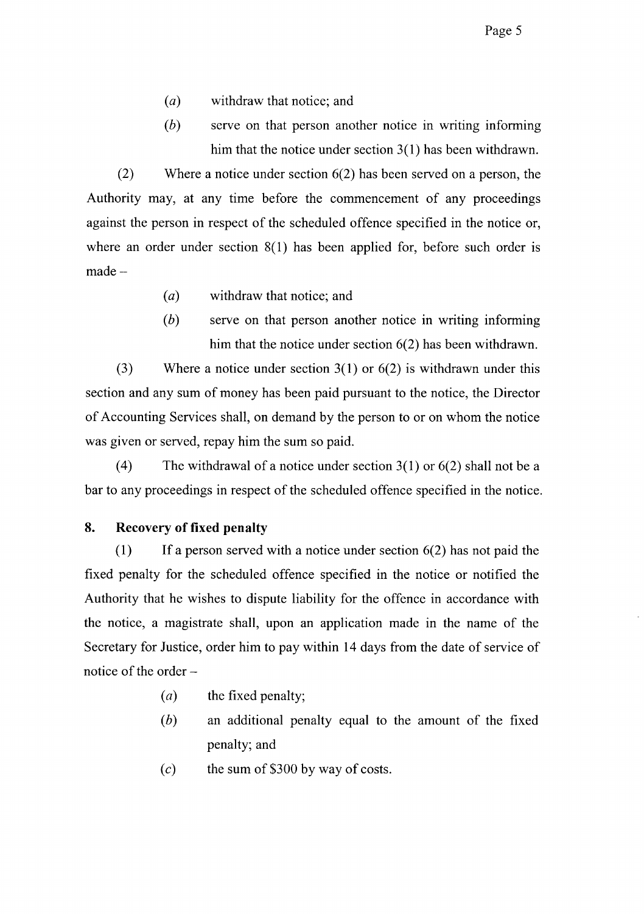(*a*) withdraw that notice; and

(*b*) serve on that person another notice in writing informing him that the notice under section 3(1) has been withdrawn.

(2) Where a notice under section 6(2) has been served on a person, the Authority may, at any time before the commencement of any proceedings against the person in respect of the scheduled offence specified in the notice or, where an order under section 8(1) has been applied for, before such order is made –

(*a*) withdraw that notice; and

(*b*) serve on that person another notice in writing informing him that the notice under section 6(2) has been withdrawn.

(3) Where a notice under section 3(1) or 6(2) is withdrawn under this section and any sum of money has been paid pursuant to the notice, the Director of Accounting Services shall, on demand by the person to or on whom the notice was given or served, repay him the sum so paid.

(4) The withdrawal of a notice under section 3(1) or 6(2) shall not be a bar to any proceedings in respect of the scheduled offence specified in the notice.

**8. Recovery of fixed penalty**

(1) If a person served with a notice under section 6(2) has not paid the fixed penalty for the scheduled offence specified in the notice or notified the Authority that he wishes to dispute liability for the offence in accordance with the notice, a magistrate shall, upon an application made in the name of the Secretary for Justice, order him to pay within 14 days from the date of service of notice of the order –

(*a*) the fixed penalty;

(*b*) an additional penalty equal to the amount of the fixed penalty; and

(*c*) the sum of $300 by way of costs.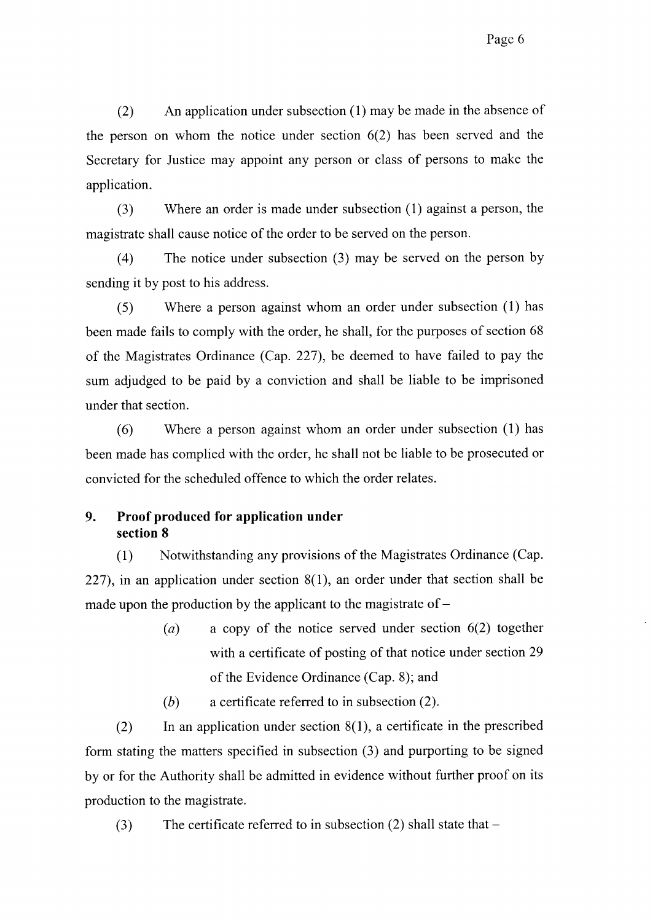(2) An application under subsection (1) may be made in the absence of the person on whom the notice under section 6(2) has been served and the Secretary for Justice may appoint any person or class of persons to make the application.

(3) Where an order is made under subsection (1) against a person, the magistrate shall cause notice of the order to be served on the person.

(4) The notice under subsection (3) may be served on the person by sending it by post to his address.

(5) Where a person against whom an order under subsection (1) has been made fails to comply with the order, he shall, for the purposes of section 68 of the Magistrates Ordinance (Cap. 227), be deemed to have failed to pay the sum adjudged to be paid by a conviction and shall be liable to be imprisoned under that section.

(6) Where a person against whom an order under subsection (1) has been made has complied with the order, he shall not be liable to be prosecuted or convicted for the scheduled offence to which the order relates.

### 9. Proof produced for application under section 8

(1) Notwithstanding any provisions of the Magistrates Ordinance (Cap. 227), in an application under section 8(1), an order under that section shall be made upon the production by the applicant to the magistrate of –

> (*a*) a copy of the notice served under section 6(2) together with a certificate of posting of that notice under section 29 of the Evidence Ordinance (Cap. 8); and
>
> (*b*) a certificate referred to in subsection (2).

(2) In an application under section 8(1), a certificate in the prescribed form stating the matters specified in subsection (3) and purporting to be signed by or for the Authority shall be admitted in evidence without further proof on its production to the magistrate.

(3) The certificate referred to in subsection (2) shall state that –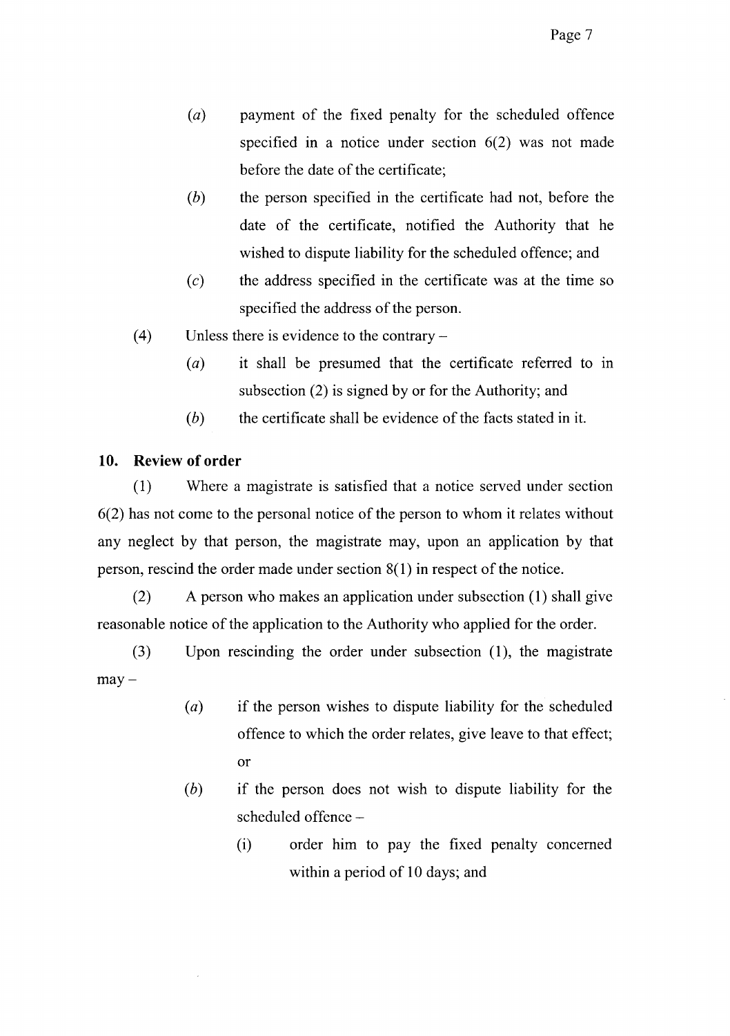(*a*) payment of the fixed penalty for the scheduled offence specified in a notice under section 6(2) was not made before the date of the certificate;

(*b*) the person specified in the certificate had not, before the date of the certificate, notified the Authority that he wished to dispute liability for the scheduled offence; and

(*c*) the address specified in the certificate was at the time so specified the address of the person.

(4) Unless there is evidence to the contrary –

(*a*) it shall be presumed that the certificate referred to in subsection (2) is signed by or for the Authority; and

(*b*) the certificate shall be evidence of the facts stated in it.

**10. Review of order**

(1) Where a magistrate is satisfied that a notice served under section 6(2) has not come to the personal notice of the person to whom it relates without any neglect by that person, the magistrate may, upon an application by that person, rescind the order made under section 8(1) in respect of the notice.

(2) A person who makes an application under subsection (1) shall give reasonable notice of the application to the Authority who applied for the order.

(3) Upon rescinding the order under subsection (1), the magistrate may –

(*a*) if the person wishes to dispute liability for the scheduled offence to which the order relates, give leave to that effect; or

(*b*) if the person does not wish to dispute liability for the scheduled offence –

(i) order him to pay the fixed penalty concerned within a period of 10 days; and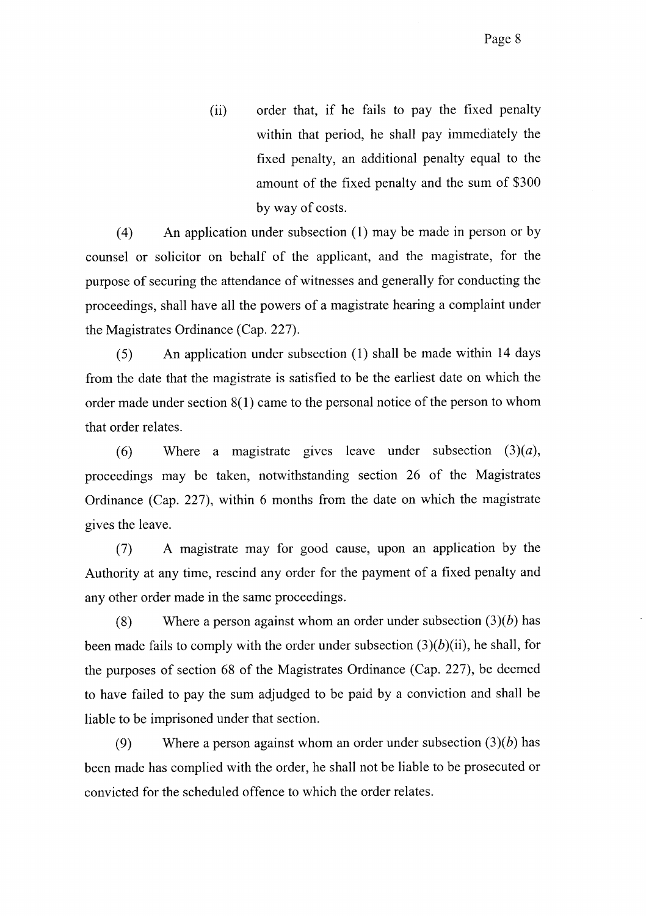(ii) order that, if he fails to pay the fixed penalty within that period, he shall pay immediately the fixed penalty, an additional penalty equal to the amount of the fixed penalty and the sum of $300 by way of costs.

(4) An application under subsection (1) may be made in person or by counsel or solicitor on behalf of the applicant, and the magistrate, for the purpose of securing the attendance of witnesses and generally for conducting the proceedings, shall have all the powers of a magistrate hearing a complaint under the Magistrates Ordinance (Cap. 227).

(5) An application under subsection (1) shall be made within 14 days from the date that the magistrate is satisfied to be the earliest date on which the order made under section 8(1) came to the personal notice of the person to whom that order relates.

(6) Where a magistrate gives leave under subsection (3)(*a*), proceedings may be taken, notwithstanding section 26 of the Magistrates Ordinance (Cap. 227), within 6 months from the date on which the magistrate gives the leave.

(7) A magistrate may for good cause, upon an application by the Authority at any time, rescind any order for the payment of a fixed penalty and any other order made in the same proceedings.

(8) Where a person against whom an order under subsection (3)(*b*) has been made fails to comply with the order under subsection (3)(*b*)(ii), he shall, for the purposes of section 68 of the Magistrates Ordinance (Cap. 227), be deemed to have failed to pay the sum adjudged to be paid by a conviction and shall be liable to be imprisoned under that section.

(9) Where a person against whom an order under subsection (3)(*b*) has been made has complied with the order, he shall not be liable to be prosecuted or convicted for the scheduled offence to which the order relates.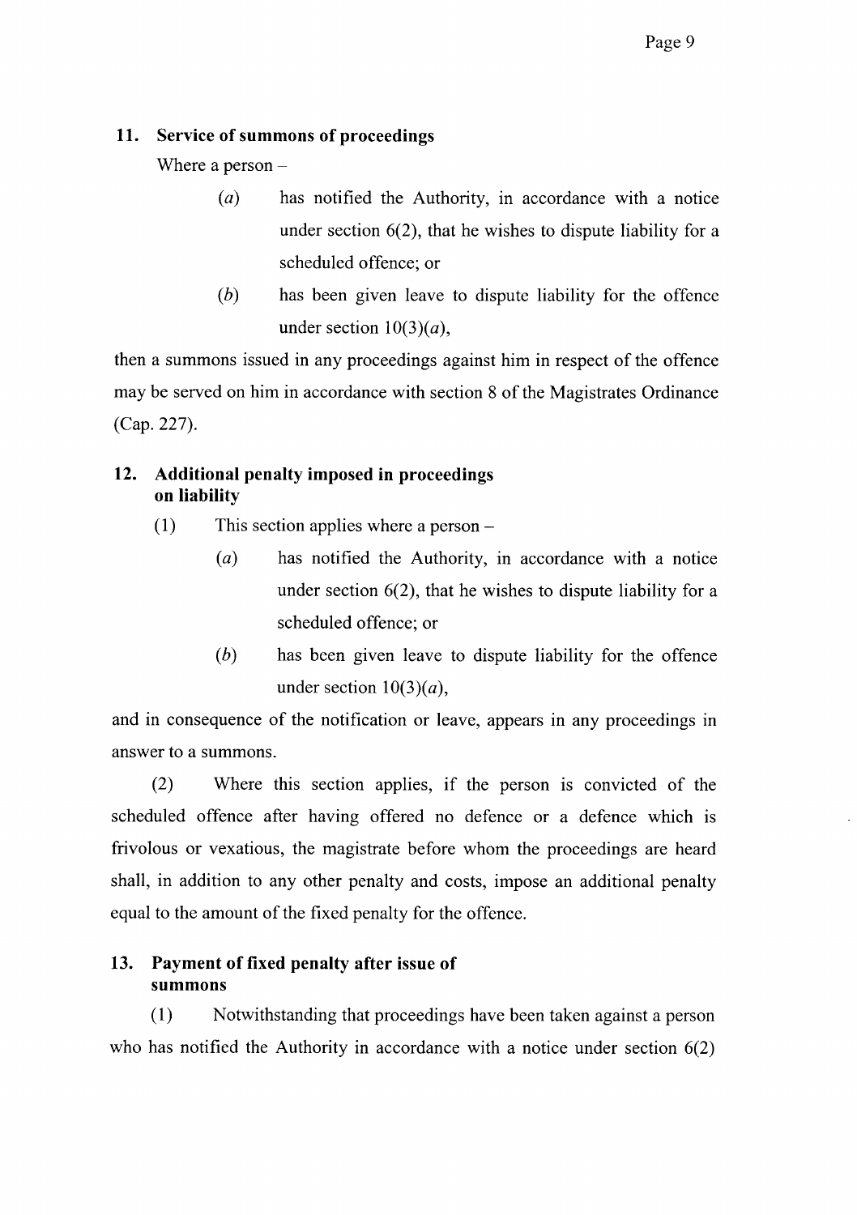### 11. Service of summons of proceedings

Where a person –

*(a)* has notified the Authority, in accordance with a notice under section 6(2), that he wishes to dispute liability for a scheduled offence; or

*(b)* has been given leave to dispute liability for the offence under section 10(3)*(a)*,

then a summons issued in any proceedings against him in respect of the offence may be served on him in accordance with section 8 of the Magistrates Ordinance (Cap. 227).

### 12. Additional penalty imposed in proceedings on liability

(1) This section applies where a person –

*(a)* has notified the Authority, in accordance with a notice under section 6(2), that he wishes to dispute liability for a scheduled offence; or

*(b)* has been given leave to dispute liability for the offence under section 10(3)*(a)*,

and in consequence of the notification or leave, appears in any proceedings in answer to a summons.

(2) Where this section applies, if the person is convicted of the scheduled offence after having offered no defence or a defence which is frivolous or vexatious, the magistrate before whom the proceedings are heard shall, in addition to any other penalty and costs, impose an additional penalty equal to the amount of the fixed penalty for the offence.

### 13. Payment of fixed penalty after issue of summons

(1) Notwithstanding that proceedings have been taken against a person who has notified the Authority in accordance with a notice under section 6(2)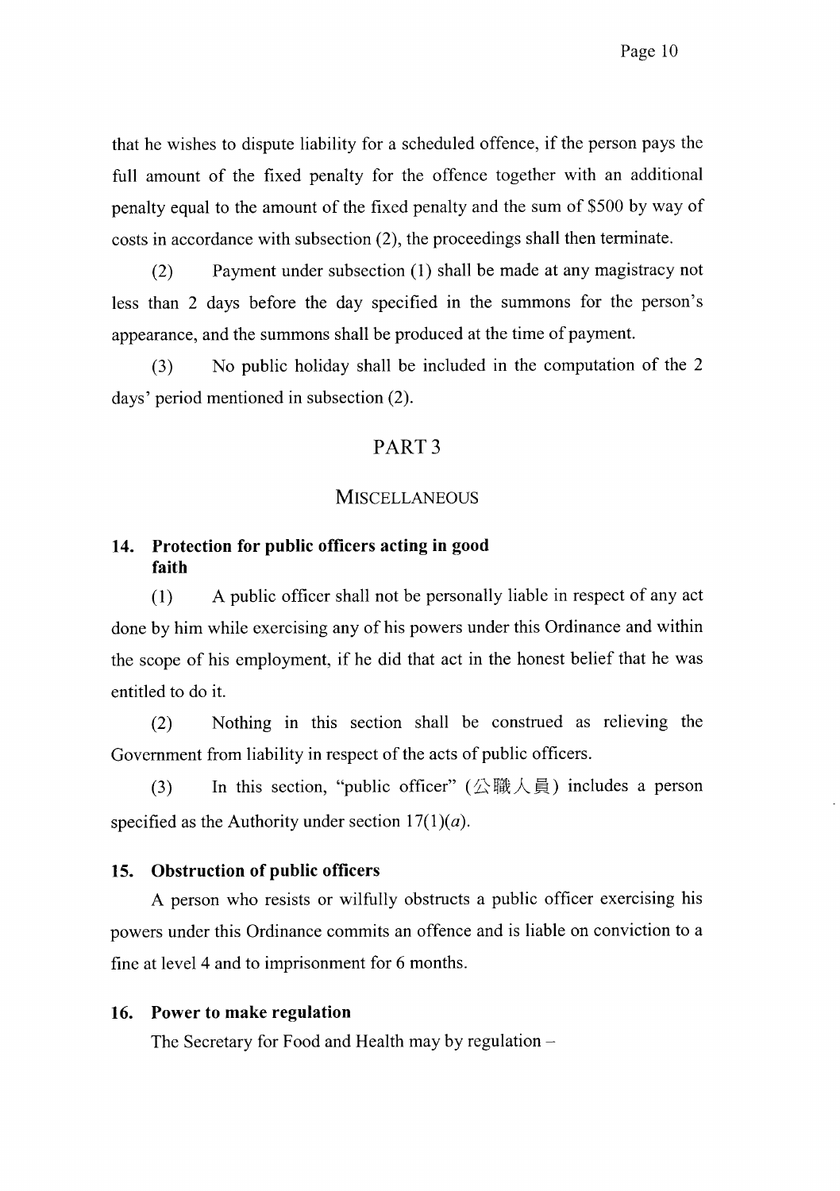that he wishes to dispute liability for a scheduled offence, if the person pays the full amount of the fixed penalty for the offence together with an additional penalty equal to the amount of the fixed penalty and the sum of $500 by way of costs in accordance with subsection (2), the proceedings shall then terminate.

(2) Payment under subsection (1) shall be made at any magistracy not less than 2 days before the day specified in the summons for the person's appearance, and the summons shall be produced at the time of payment.

(3) No public holiday shall be included in the computation of the 2 days' period mentioned in subsection (2).

## PART 3

## MISCELLANEOUS

### 14. Protection for public officers acting in good faith

(1) A public officer shall not be personally liable in respect of any act done by him while exercising any of his powers under this Ordinance and within the scope of his employment, if he did that act in the honest belief that he was entitled to do it.

(2) Nothing in this section shall be construed as relieving the Government from liability in respect of the acts of public officers.

(3) In this section, "public officer" (公職人員) includes a person specified as the Authority under section 17(1)(*a*).

### 15. Obstruction of public officers

A person who resists or wilfully obstructs a public officer exercising his powers under this Ordinance commits an offence and is liable on conviction to a fine at level 4 and to imprisonment for 6 months.

### 16. Power to make regulation

The Secretary for Food and Health may by regulation –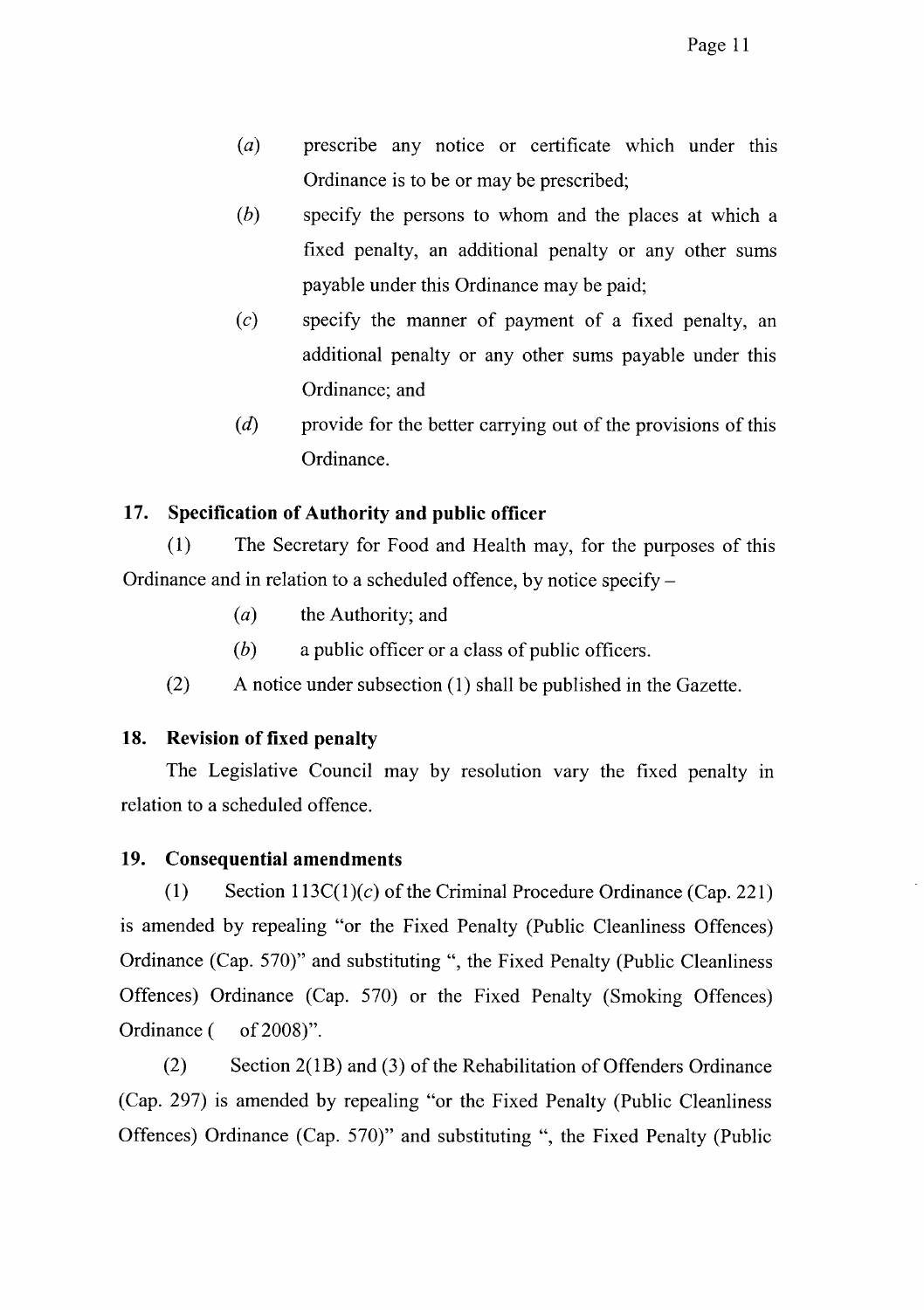(*a*) prescribe any notice or certificate which under this Ordinance is to be or may be prescribed;

(*b*) specify the persons to whom and the places at which a fixed penalty, an additional penalty or any other sums payable under this Ordinance may be paid;

(*c*) specify the manner of payment of a fixed penalty, an additional penalty or any other sums payable under this Ordinance; and

(*d*) provide for the better carrying out of the provisions of this Ordinance.

**17. Specification of Authority and public officer**

(1) The Secretary for Food and Health may, for the purposes of this Ordinance and in relation to a scheduled offence, by notice specify –

(*a*) the Authority; and

(*b*) a public officer or a class of public officers.

(2) A notice under subsection (1) shall be published in the Gazette.

**18. Revision of fixed penalty**

The Legislative Council may by resolution vary the fixed penalty in relation to a scheduled offence.

**19. Consequential amendments**

(1) Section 113C(1)(*c*) of the Criminal Procedure Ordinance (Cap. 221) is amended by repealing "or the Fixed Penalty (Public Cleanliness Offences) Ordinance (Cap. 570)" and substituting ", the Fixed Penalty (Public Cleanliness Offences) Ordinance (Cap. 570) or the Fixed Penalty (Smoking Offences) Ordinance ( of 2008)".

(2) Section 2(1B) and (3) of the Rehabilitation of Offenders Ordinance (Cap. 297) is amended by repealing "or the Fixed Penalty (Public Cleanliness Offences) Ordinance (Cap. 570)" and substituting ", the Fixed Penalty (Public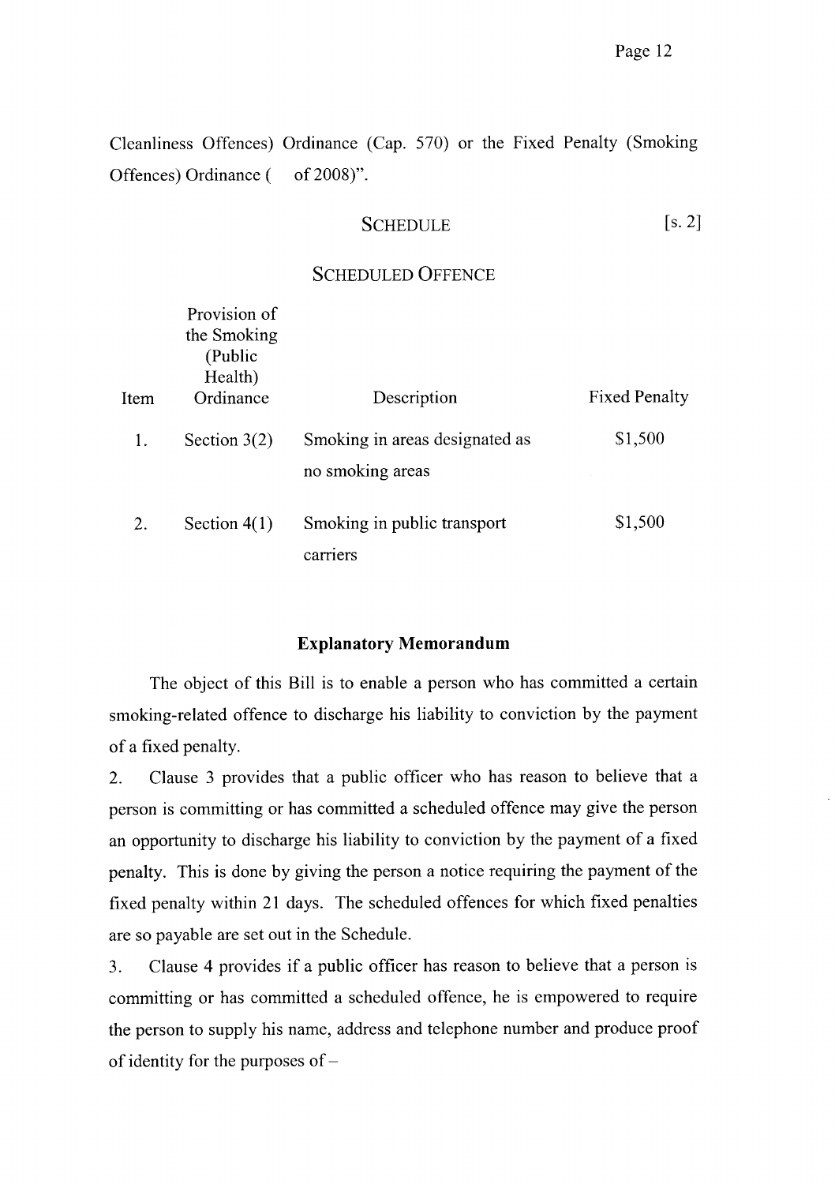Cleanliness Offences) Ordinance (Cap. 570) or the Fixed Penalty (Smoking Offences) Ordinance (     of 2008)".

## SCHEDULE [s. 2]

### SCHEDULED OFFENCE

| Item | Provision of the Smoking (Public Health) Ordinance | Description | Fixed Penalty |
|---|---|---|---|
| 1. | Section 3(2) | Smoking in areas designated as no smoking areas | $1,500 |
| 2. | Section 4(1) | Smoking in public transport carriers | $1,500 |

### Explanatory Memorandum

The object of this Bill is to enable a person who has committed a certain smoking-related offence to discharge his liability to conviction by the payment of a fixed penalty.

2. Clause 3 provides that a public officer who has reason to believe that a person is committing or has committed a scheduled offence may give the person an opportunity to discharge his liability to conviction by the payment of a fixed penalty. This is done by giving the person a notice requiring the payment of the fixed penalty within 21 days. The scheduled offences for which fixed penalties are so payable are set out in the Schedule.

3. Clause 4 provides if a public officer has reason to believe that a person is committing or has committed a scheduled offence, he is empowered to require the person to supply his name, address and telephone number and produce proof of identity for the purposes of –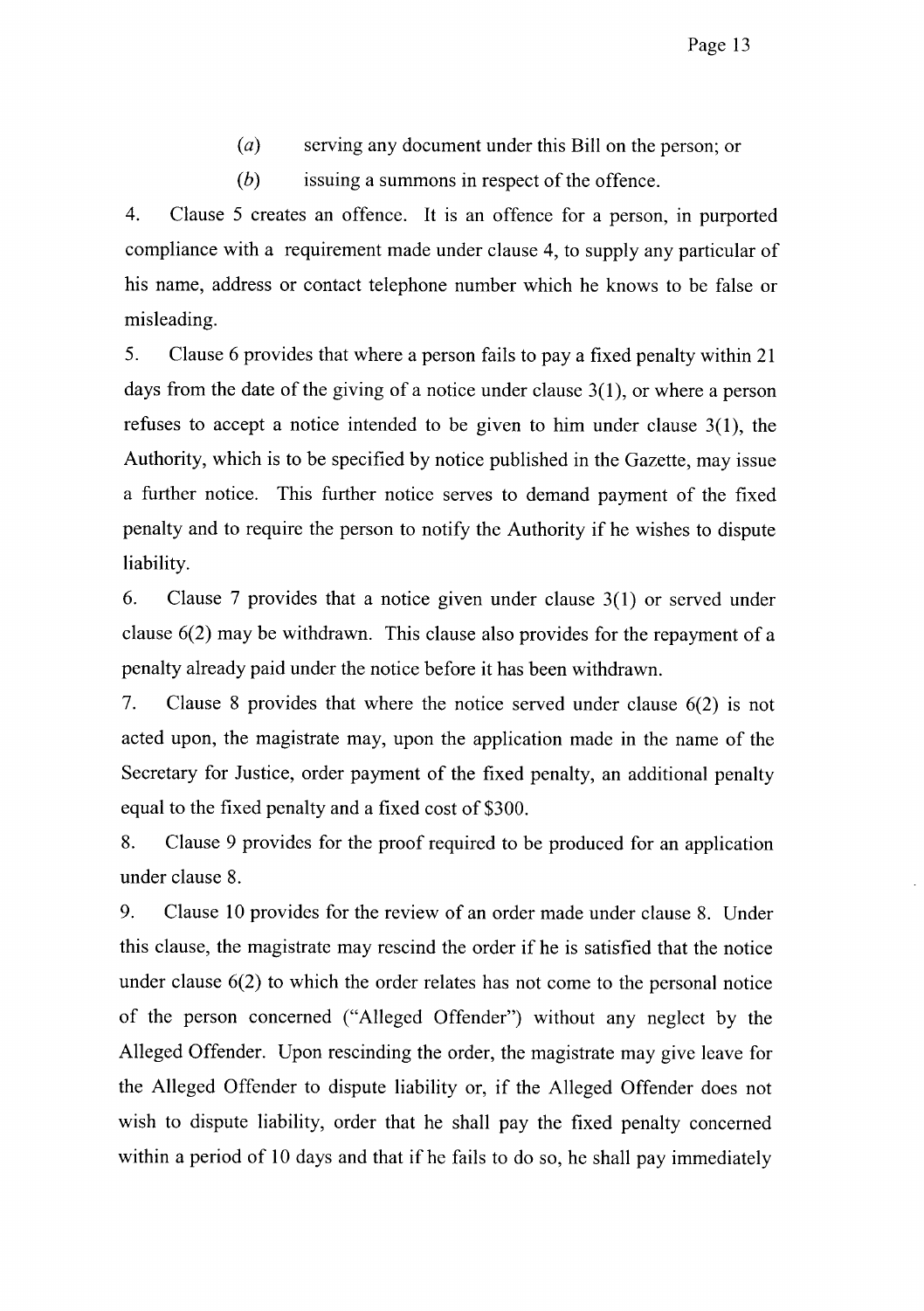(*a*) serving any document under this Bill on the person; or

(*b*) issuing a summons in respect of the offence.

4. Clause 5 creates an offence. It is an offence for a person, in purported compliance with a requirement made under clause 4, to supply any particular of his name, address or contact telephone number which he knows to be false or misleading.

5. Clause 6 provides that where a person fails to pay a fixed penalty within 21 days from the date of the giving of a notice under clause 3(1), or where a person refuses to accept a notice intended to be given to him under clause 3(1), the Authority, which is to be specified by notice published in the Gazette, may issue a further notice. This further notice serves to demand payment of the fixed penalty and to require the person to notify the Authority if he wishes to dispute liability.

6. Clause 7 provides that a notice given under clause 3(1) or served under clause 6(2) may be withdrawn. This clause also provides for the repayment of a penalty already paid under the notice before it has been withdrawn.

7. Clause 8 provides that where the notice served under clause 6(2) is not acted upon, the magistrate may, upon the application made in the name of the Secretary for Justice, order payment of the fixed penalty, an additional penalty equal to the fixed penalty and a fixed cost of $300.

8. Clause 9 provides for the proof required to be produced for an application under clause 8.

9. Clause 10 provides for the review of an order made under clause 8. Under this clause, the magistrate may rescind the order if he is satisfied that the notice under clause 6(2) to which the order relates has not come to the personal notice of the person concerned ("Alleged Offender") without any neglect by the Alleged Offender. Upon rescinding the order, the magistrate may give leave for the Alleged Offender to dispute liability or, if the Alleged Offender does not wish to dispute liability, order that he shall pay the fixed penalty concerned within a period of 10 days and that if he fails to do so, he shall pay immediately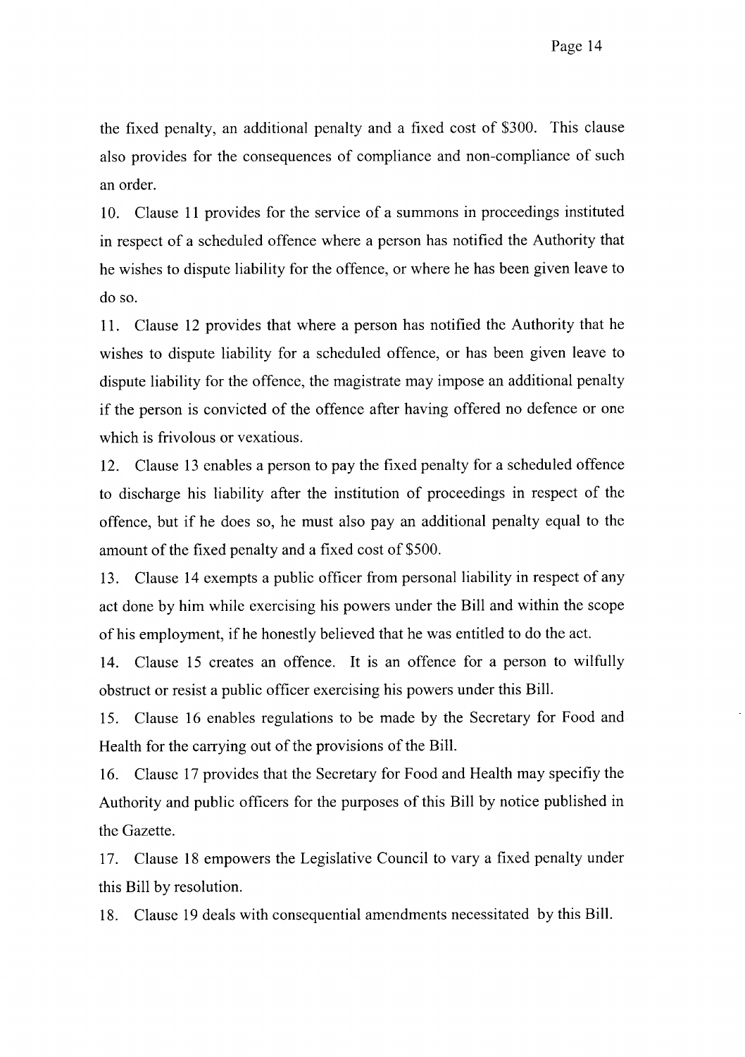the fixed penalty, an additional penalty and a fixed cost of $300. This clause also provides for the consequences of compliance and non-compliance of such an order.

10. Clause 11 provides for the service of a summons in proceedings instituted in respect of a scheduled offence where a person has notified the Authority that he wishes to dispute liability for the offence, or where he has been given leave to do so.

11. Clause 12 provides that where a person has notified the Authority that he wishes to dispute liability for a scheduled offence, or has been given leave to dispute liability for the offence, the magistrate may impose an additional penalty if the person is convicted of the offence after having offered no defence or one which is frivolous or vexatious.

12. Clause 13 enables a person to pay the fixed penalty for a scheduled offence to discharge his liability after the institution of proceedings in respect of the offence, but if he does so, he must also pay an additional penalty equal to the amount of the fixed penalty and a fixed cost of $500.

13. Clause 14 exempts a public officer from personal liability in respect of any act done by him while exercising his powers under the Bill and within the scope of his employment, if he honestly believed that he was entitled to do the act.

14. Clause 15 creates an offence. It is an offence for a person to wilfully obstruct or resist a public officer exercising his powers under this Bill.

15. Clause 16 enables regulations to be made by the Secretary for Food and Health for the carrying out of the provisions of the Bill.

16. Clause 17 provides that the Secretary for Food and Health may specifiy the Authority and public officers for the purposes of this Bill by notice published in the Gazette.

17. Clause 18 empowers the Legislative Council to vary a fixed penalty under this Bill by resolution.

18. Clause 19 deals with consequential amendments necessitated by this Bill.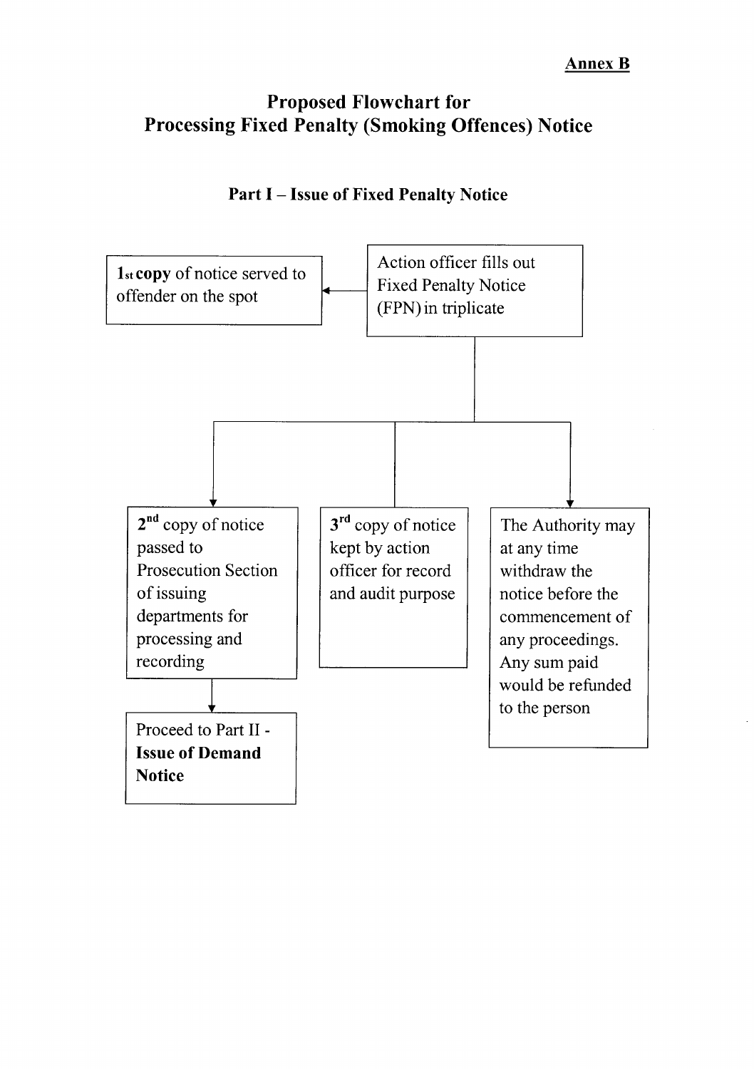**Annex B**

# Proposed Flowchart for Processing Fixed Penalty (Smoking Offences) Notice

## Part I – Issue of Fixed Penalty Notice

Action officer fills out Fixed Penalty Notice (FPN) in triplicate

→ **1st copy** of notice served to offender on the spot

→ 2nd copy of notice passed to Prosecution Section of issuing departments for processing and recording

→ Proceed to Part II - **Issue of Demand Notice**

→ 3rd copy of notice kept by action officer for record and audit purpose

→ The Authority may at any time withdraw the notice before the commencement of any proceedings. Any sum paid would be refunded to the person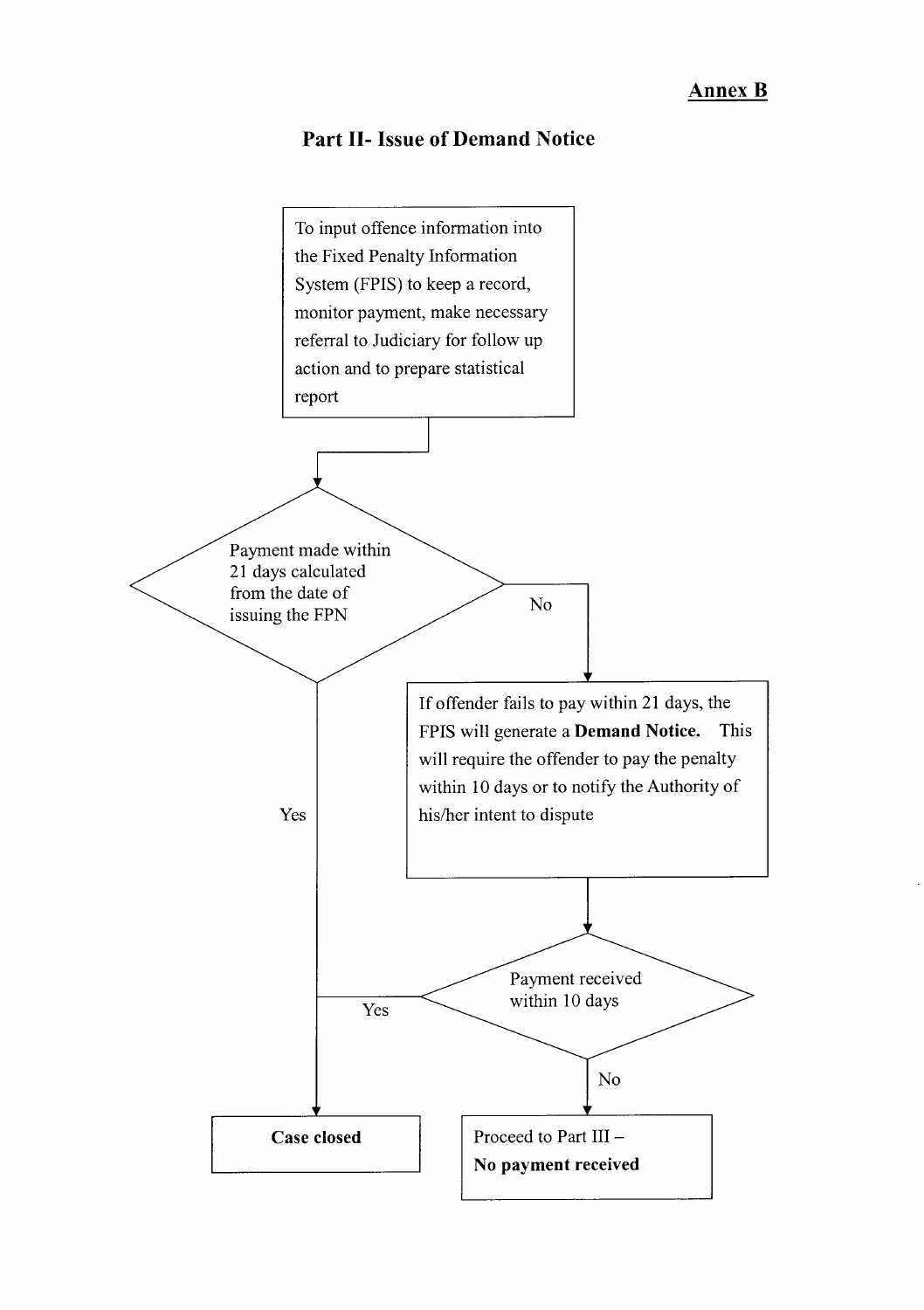**Annex B**

## Part II- Issue of Demand Notice

To input offence information into the Fixed Penalty Information System (FPIS) to keep a record, monitor payment, make necessary referral to Judiciary for follow up action and to prepare statistical report

↓

**Payment made within 21 days calculated from the date of issuing the FPN**

- **Yes** → Case closed
- **No** → If offender fails to pay within 21 days, the FPIS will generate a **Demand Notice.** This will require the offender to pay the penalty within 10 days or to notify the Authority of his/her intent to dispute

↓

**Payment received within 10 days**

- **Yes** → Case closed
- **No** → Proceed to Part III – **No payment received**

**Case closed**

Proceed to Part III –
**No payment received**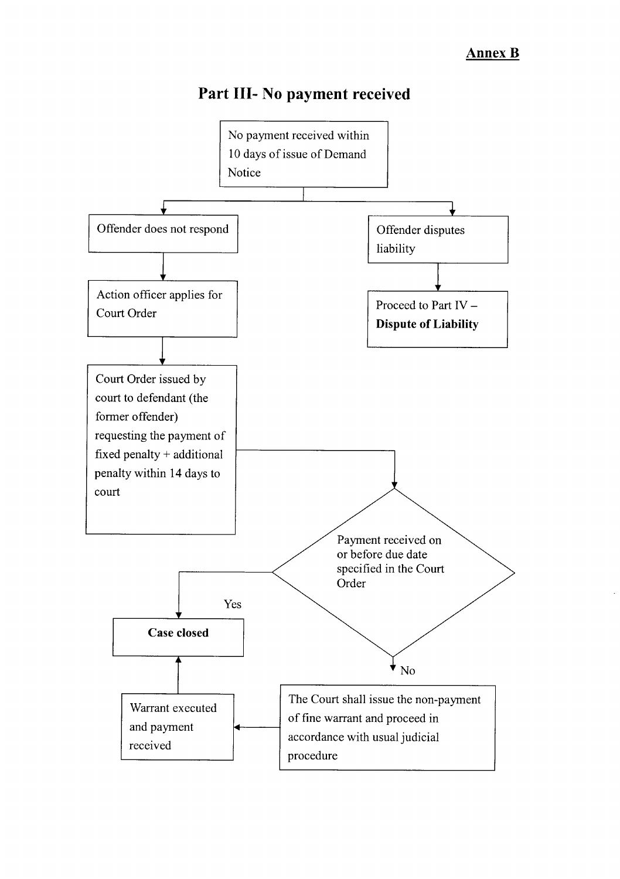**Annex B**

# Part III- No payment received

No payment received within 10 days of issue of Demand Notice

- Offender does not respond
  - Action officer applies for Court Order
  - Court Order issued by court to defendant (the former offender) requesting the payment of fixed penalty + additional penalty within 14 days to court
  - Payment received on or before due date specified in the Court Order
    - Yes → **Case closed**
    - No → The Court shall issue the non-payment of fine warrant and proceed in accordance with usual judicial procedure → Warrant executed and payment received → **Case closed**
- Offender disputes liability
  - Proceed to Part IV – **Dispute of Liability**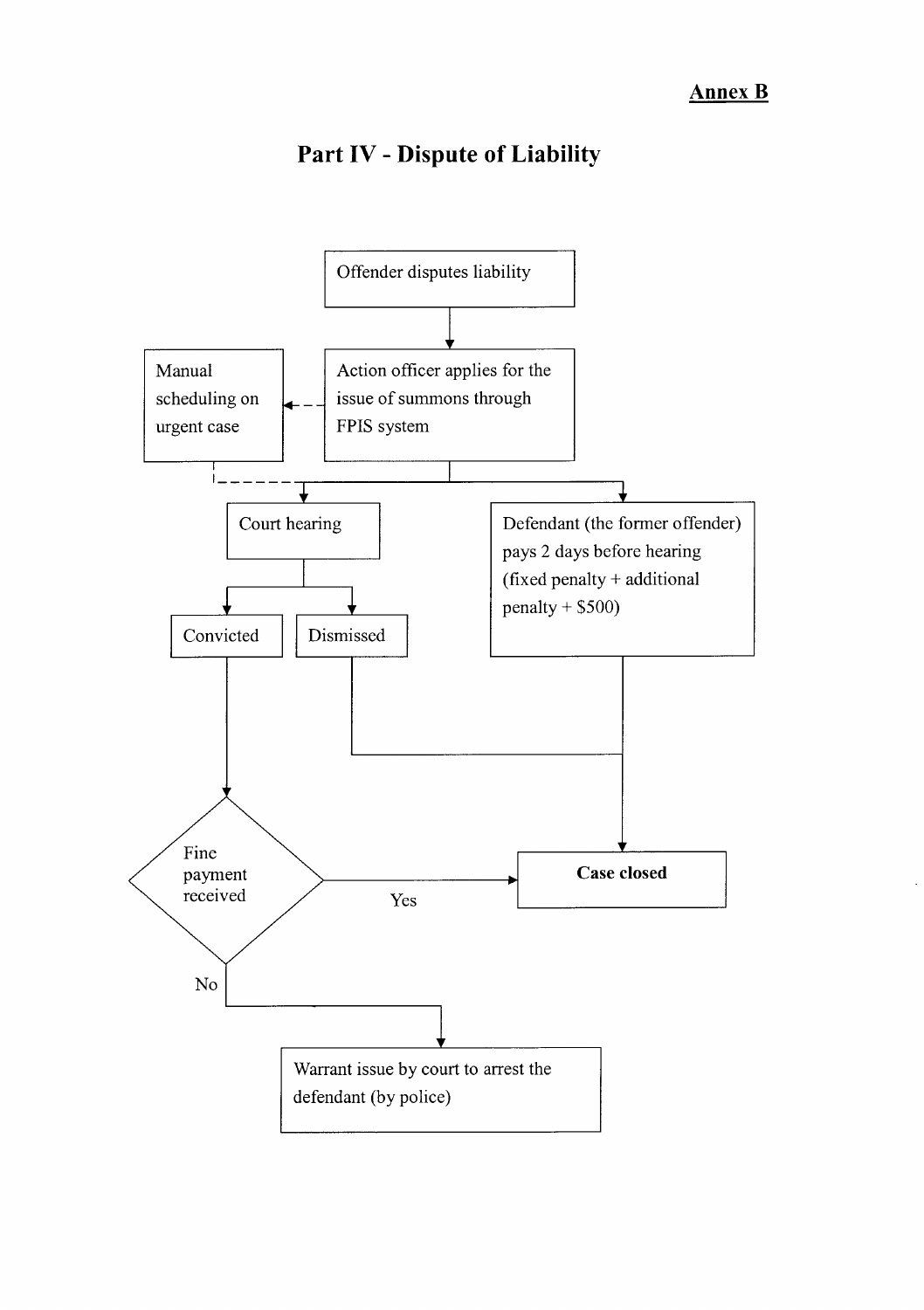**Annex B**

# Part IV - Dispute of Liability

Offender disputes liability

Action officer applies for the issue of summons through FPIS system

Manual scheduling on urgent case

Court hearing

Defendant (the former offender) pays 2 days before hearing (fixed penalty + additional penalty + $500)

Convicted

Dismissed

Fine payment received

Yes

Case closed

No

Warrant issue by court to arrest the defendant (by police)